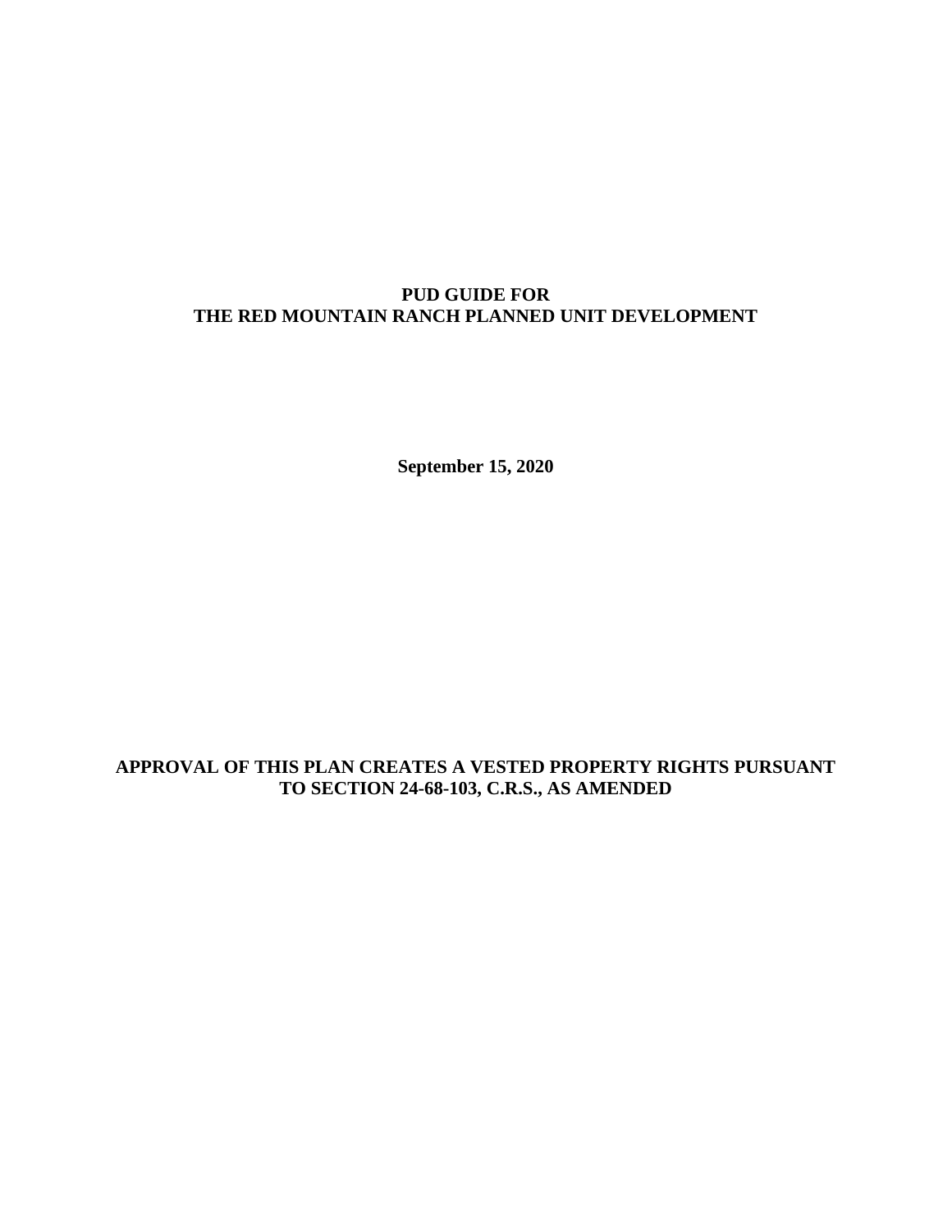# PUD GUIDE FOR
# THE RED MOUNTAIN RANCH PLANNED UNIT DEVELOPMENT

**September 15, 2020**

**APPROVAL OF THIS PLAN CREATES A VESTED PROPERTY RIGHTS PURSUANT TO SECTION 24-68-103, C.R.S., AS AMENDED**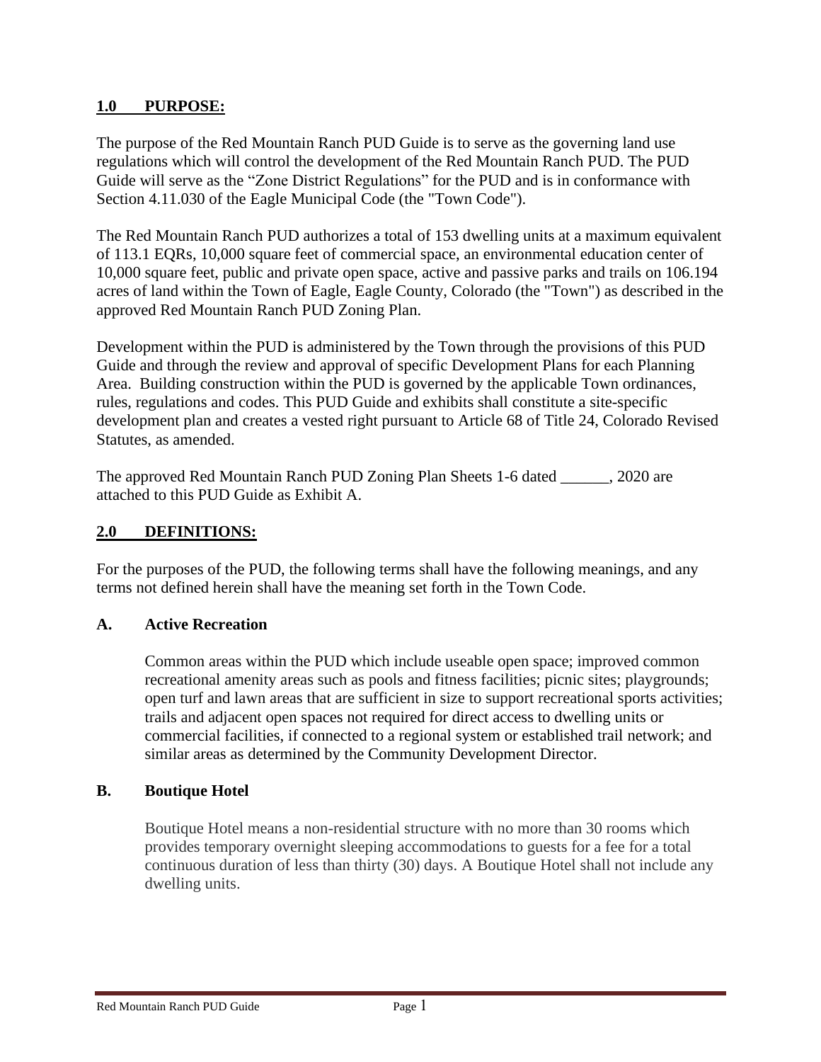## 1.0 PURPOSE:

The purpose of the Red Mountain Ranch PUD Guide is to serve as the governing land use regulations which will control the development of the Red Mountain Ranch PUD. The PUD Guide will serve as the "Zone District Regulations" for the PUD and is in conformance with Section 4.11.030 of the Eagle Municipal Code (the "Town Code").

The Red Mountain Ranch PUD authorizes a total of 153 dwelling units at a maximum equivalent of 113.1 EQRs, 10,000 square feet of commercial space, an environmental education center of 10,000 square feet, public and private open space, active and passive parks and trails on 106.194 acres of land within the Town of Eagle, Eagle County, Colorado (the "Town") as described in the approved Red Mountain Ranch PUD Zoning Plan.

Development within the PUD is administered by the Town through the provisions of this PUD Guide and through the review and approval of specific Development Plans for each Planning Area. Building construction within the PUD is governed by the applicable Town ordinances, rules, regulations and codes. This PUD Guide and exhibits shall constitute a site-specific development plan and creates a vested right pursuant to Article 68 of Title 24, Colorado Revised Statutes, as amended.

The approved Red Mountain Ranch PUD Zoning Plan Sheets 1-6 dated ______, 2020 are attached to this PUD Guide as Exhibit A.

## 2.0 DEFINITIONS:

For the purposes of the PUD, the following terms shall have the following meanings, and any terms not defined herein shall have the meaning set forth in the Town Code.

### A. Active Recreation

Common areas within the PUD which include useable open space; improved common recreational amenity areas such as pools and fitness facilities; picnic sites; playgrounds; open turf and lawn areas that are sufficient in size to support recreational sports activities; trails and adjacent open spaces not required for direct access to dwelling units or commercial facilities, if connected to a regional system or established trail network; and similar areas as determined by the Community Development Director.

### B. Boutique Hotel

Boutique Hotel means a non-residential structure with no more than 30 rooms which provides temporary overnight sleeping accommodations to guests for a fee for a total continuous duration of less than thirty (30) days. A Boutique Hotel shall not include any dwelling units.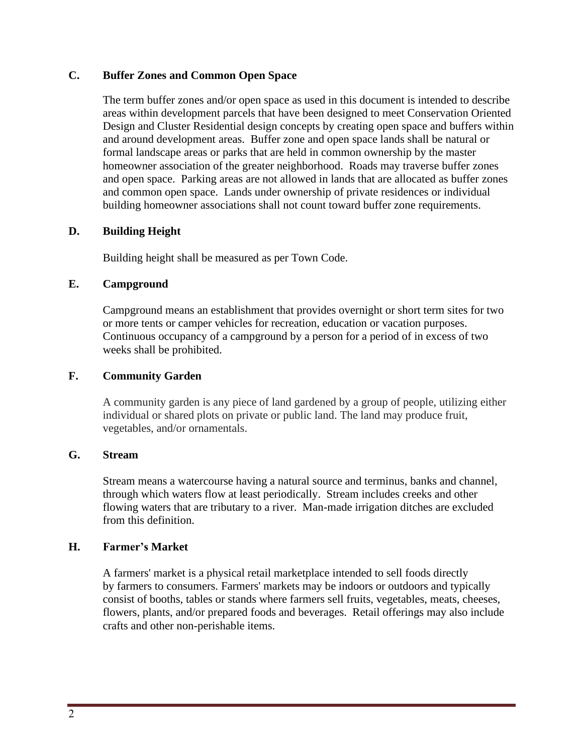## C. Buffer Zones and Common Open Space

The term buffer zones and/or open space as used in this document is intended to describe areas within development parcels that have been designed to meet Conservation Oriented Design and Cluster Residential design concepts by creating open space and buffers within and around development areas. Buffer zone and open space lands shall be natural or formal landscape areas or parks that are held in common ownership by the master homeowner association of the greater neighborhood. Roads may traverse buffer zones and open space. Parking areas are not allowed in lands that are allocated as buffer zones and common open space. Lands under ownership of private residences or individual building homeowner associations shall not count toward buffer zone requirements.

## D. Building Height

Building height shall be measured as per Town Code.

## E. Campground

Campground means an establishment that provides overnight or short term sites for two or more tents or camper vehicles for recreation, education or vacation purposes. Continuous occupancy of a campground by a person for a period of in excess of two weeks shall be prohibited.

## F. Community Garden

A community garden is any piece of land gardened by a group of people, utilizing either individual or shared plots on private or public land. The land may produce fruit, vegetables, and/or ornamentals.

## G. Stream

Stream means a watercourse having a natural source and terminus, banks and channel, through which waters flow at least periodically. Stream includes creeks and other flowing waters that are tributary to a river. Man-made irrigation ditches are excluded from this definition.

## H. Farmer's Market

A farmers' market is a physical retail marketplace intended to sell foods directly by farmers to consumers. Farmers' markets may be indoors or outdoors and typically consist of booths, tables or stands where farmers sell fruits, vegetables, meats, cheeses, flowers, plants, and/or prepared foods and beverages. Retail offerings may also include crafts and other non-perishable items.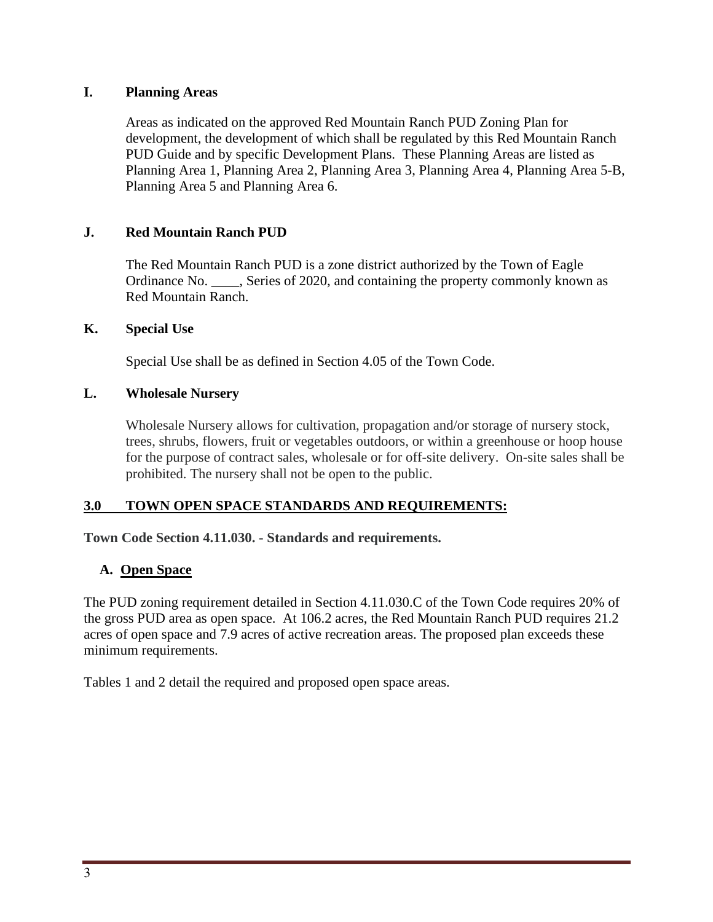### I. Planning Areas

Areas as indicated on the approved Red Mountain Ranch PUD Zoning Plan for development, the development of which shall be regulated by this Red Mountain Ranch PUD Guide and by specific Development Plans. These Planning Areas are listed as Planning Area 1, Planning Area 2, Planning Area 3, Planning Area 4, Planning Area 5-B, Planning Area 5 and Planning Area 6.

### J. Red Mountain Ranch PUD

The Red Mountain Ranch PUD is a zone district authorized by the Town of Eagle Ordinance No. ____, Series of 2020, and containing the property commonly known as Red Mountain Ranch.

### K. Special Use

Special Use shall be as defined in Section 4.05 of the Town Code.

### L. Wholesale Nursery

Wholesale Nursery allows for cultivation, propagation and/or storage of nursery stock, trees, shrubs, flowers, fruit or vegetables outdoors, or within a greenhouse or hoop house for the purpose of contract sales, wholesale or for off-site delivery. On-site sales shall be prohibited. The nursery shall not be open to the public.

## 3.0 TOWN OPEN SPACE STANDARDS AND REQUIREMENTS:

**Town Code Section 4.11.030. - Standards and requirements.**

### A. Open Space

The PUD zoning requirement detailed in Section 4.11.030.C of the Town Code requires 20% of the gross PUD area as open space. At 106.2 acres, the Red Mountain Ranch PUD requires 21.2 acres of open space and 7.9 acres of active recreation areas. The proposed plan exceeds these minimum requirements.

Tables 1 and 2 detail the required and proposed open space areas.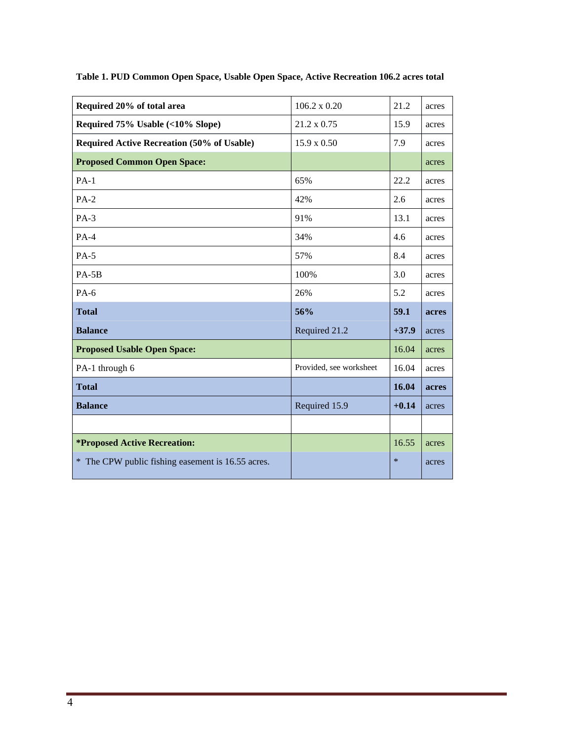**Table 1. PUD Common Open Space, Usable Open Space, Active Recreation 106.2 acres total**

| | | | |
|---|---|---|---|
| **Required 20% of total area** | 106.2 x 0.20 | 21.2 | acres |
| **Required 75% Usable (<10% Slope)** | 21.2 x 0.75 | 15.9 | acres |
| **Required Active Recreation (50% of Usable)** | 15.9 x 0.50 | 7.9 | acres |
| **Proposed Common Open Space:** | | | acres |
| PA-1 | 65% | 22.2 | acres |
| PA-2 | 42% | 2.6 | acres |
| PA-3 | 91% | 13.1 | acres |
| PA-4 | 34% | 4.6 | acres |
| PA-5 | 57% | 8.4 | acres |
| PA-5B | 100% | 3.0 | acres |
| PA-6 | 26% | 5.2 | acres |
| **Total** | **56%** | **59.1** | **acres** |
| **Balance** | Required 21.2 | **+37.9** | acres |
| **Proposed Usable Open Space:** | | 16.04 | acres |
| PA-1 through 6 | Provided, see worksheet | 16.04 | acres |
| **Total** | | **16.04** | **acres** |
| **Balance** | Required 15.9 | **+0.14** | acres |
| | | | |
| ***Proposed Active Recreation:** | | 16.55 | acres |
| * The CPW public fishing easement is 16.55 acres. | | * | acres |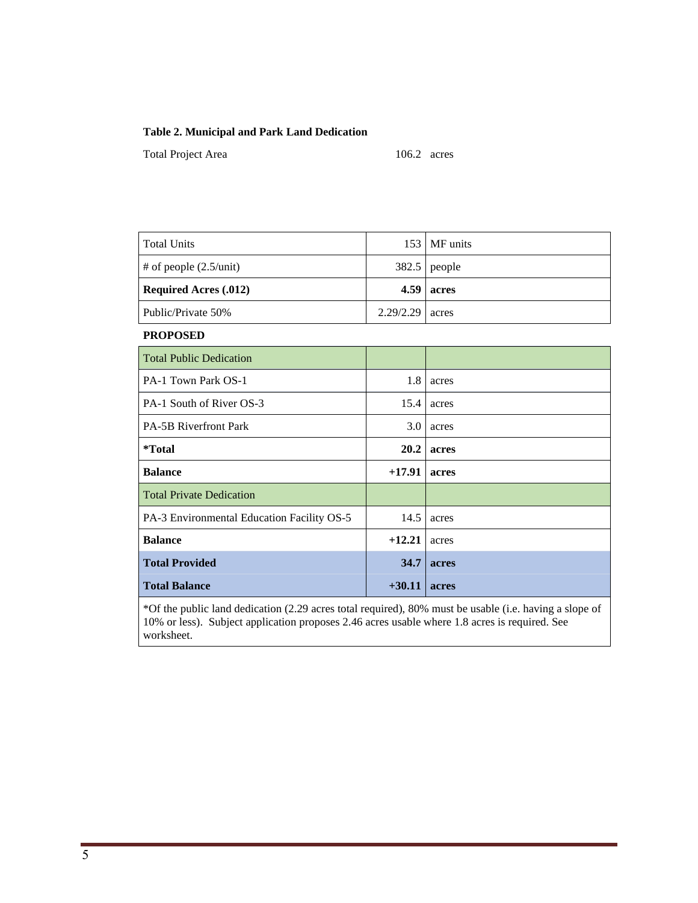**Table 2. Municipal and Park Land Dedication**

Total Project Area 106.2 acres

| Total Units | 153 | MF units |
|---|---|---|
| # of people (2.5/unit) | 382.5 | people |
| **Required Acres (.012)** | **4.59** | **acres** |
| Public/Private 50% | 2.29/2.29 | acres |
| **PROPOSED** | | |
| Total Public Dedication | | |
| PA-1 Town Park OS-1 | 1.8 | acres |
| PA-1 South of River OS-3 | 15.4 | acres |
| PA-5B Riverfront Park | 3.0 | acres |
| ***Total** | **20.2** | **acres** |
| **Balance** | **+17.91** | **acres** |
| Total Private Dedication | | |
| PA-3 Environmental Education Facility OS-5 | 14.5 | acres |
| **Balance** | **+12.21** | acres |
| **Total Provided** | **34.7** | **acres** |
| **Total Balance** | **+30.11** | **acres** |

*Of the public land dedication (2.29 acres total required), 80% must be usable (i.e. having a slope of 10% or less). Subject application proposes 2.46 acres usable where 1.8 acres is required. See worksheet.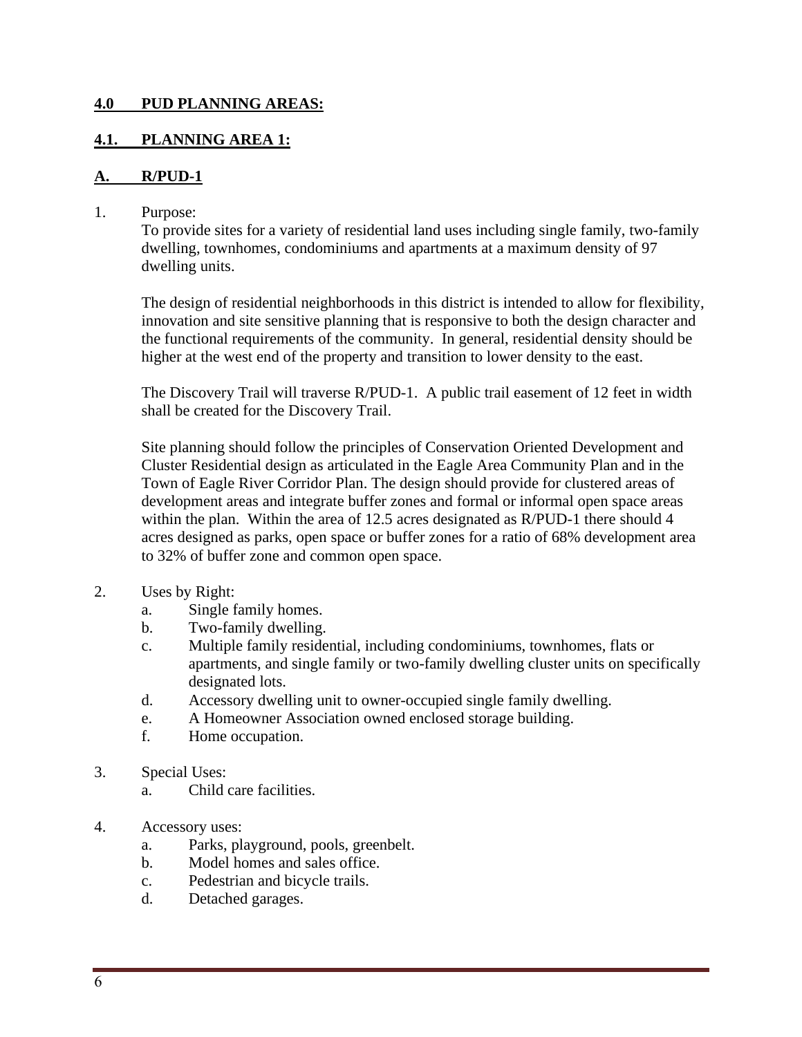## 4.0 PUD PLANNING AREAS:

### 4.1. PLANNING AREA 1:

#### A. R/PUD-1

1. Purpose:
   To provide sites for a variety of residential land uses including single family, two-family dwelling, townhomes, condominiums and apartments at a maximum density of 97 dwelling units.

   The design of residential neighborhoods in this district is intended to allow for flexibility, innovation and site sensitive planning that is responsive to both the design character and the functional requirements of the community. In general, residential density should be higher at the west end of the property and transition to lower density to the east.

   The Discovery Trail will traverse R/PUD-1. A public trail easement of 12 feet in width shall be created for the Discovery Trail.

   Site planning should follow the principles of Conservation Oriented Development and Cluster Residential design as articulated in the Eagle Area Community Plan and in the Town of Eagle River Corridor Plan. The design should provide for clustered areas of development areas and integrate buffer zones and formal or informal open space areas within the plan. Within the area of 12.5 acres designated as R/PUD-1 there should 4 acres designed as parks, open space or buffer zones for a ratio of 68% development area to 32% of buffer zone and common open space.

2. Uses by Right:
   a. Single family homes.
   b. Two-family dwelling.
   c. Multiple family residential, including condominiums, townhomes, flats or apartments, and single family or two-family dwelling cluster units on specifically designated lots.
   d. Accessory dwelling unit to owner-occupied single family dwelling.
   e. A Homeowner Association owned enclosed storage building.
   f. Home occupation.

3. Special Uses:
   a. Child care facilities.

4. Accessory uses:
   a. Parks, playground, pools, greenbelt.
   b. Model homes and sales office.
   c. Pedestrian and bicycle trails.
   d. Detached garages.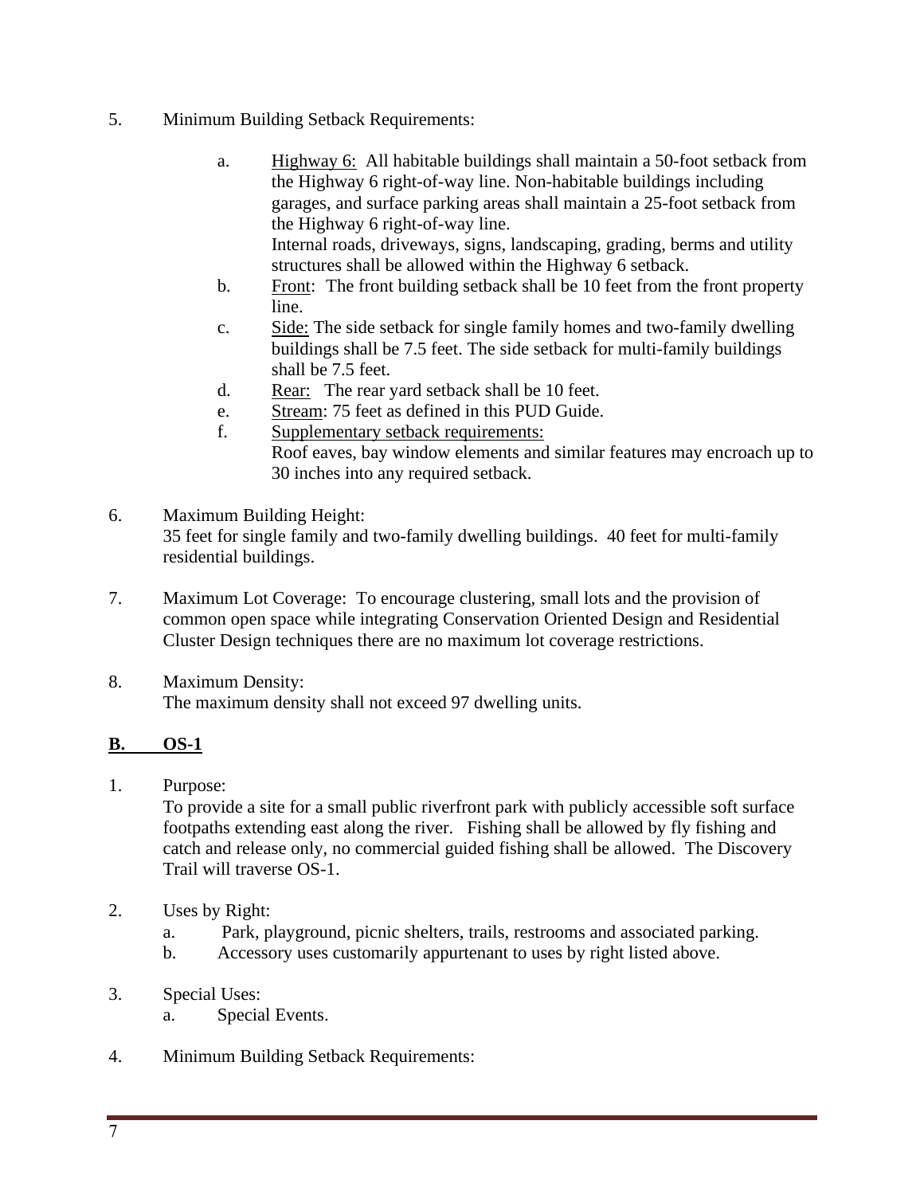5. Minimum Building Setback Requirements:

   a. <u>Highway 6:</u> All habitable buildings shall maintain a 50-foot setback from the Highway 6 right-of-way line. Non-habitable buildings including garages, and surface parking areas shall maintain a 25-foot setback from the Highway 6 right-of-way line.
   Internal roads, driveways, signs, landscaping, grading, berms and utility structures shall be allowed within the Highway 6 setback.
   
   b. <u>Front</u>: The front building setback shall be 10 feet from the front property line.
   
   c. <u>Side:</u> The side setback for single family homes and two-family dwelling buildings shall be 7.5 feet. The side setback for multi-family buildings shall be 7.5 feet.
   
   d. <u>Rear:</u> The rear yard setback shall be 10 feet.
   
   e. <u>Stream</u>: 75 feet as defined in this PUD Guide.
   
   f. <u>Supplementary setback requirements:</u>
   Roof eaves, bay window elements and similar features may encroach up to 30 inches into any required setback.

6. Maximum Building Height:
   35 feet for single family and two-family dwelling buildings. 40 feet for multi-family residential buildings.

7. Maximum Lot Coverage: To encourage clustering, small lots and the provision of common open space while integrating Conservation Oriented Design and Residential Cluster Design techniques there are no maximum lot coverage restrictions.

8. Maximum Density:
   The maximum density shall not exceed 97 dwelling units.

**<u>B. OS-1</u>**

1. Purpose:
   To provide a site for a small public riverfront park with publicly accessible soft surface footpaths extending east along the river. Fishing shall be allowed by fly fishing and catch and release only, no commercial guided fishing shall be allowed. The Discovery Trail will traverse OS-1.

2. Uses by Right:
   a. Park, playground, picnic shelters, trails, restrooms and associated parking.
   b. Accessory uses customarily appurtenant to uses by right listed above.

3. Special Uses:
   a. Special Events.

4. Minimum Building Setback Requirements: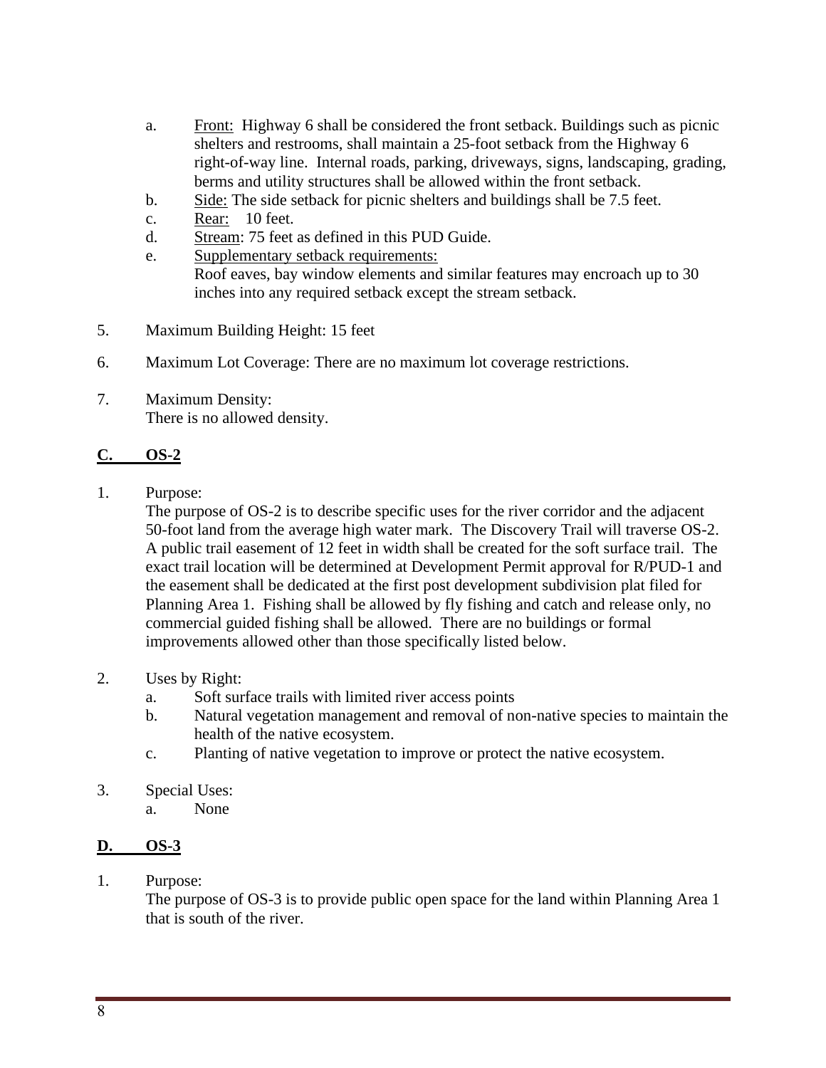a. Front: Highway 6 shall be considered the front setback. Buildings such as picnic shelters and restrooms, shall maintain a 25-foot setback from the Highway 6 right-of-way line. Internal roads, parking, driveways, signs, landscaping, grading, berms and utility structures shall be allowed within the front setback.
b. Side: The side setback for picnic shelters and buildings shall be 7.5 feet.
c. Rear: 10 feet.
d. Stream: 75 feet as defined in this PUD Guide.
e. Supplementary setback requirements:
Roof eaves, bay window elements and similar features may encroach up to 30 inches into any required setback except the stream setback.

5. Maximum Building Height: 15 feet

6. Maximum Lot Coverage: There are no maximum lot coverage restrictions.

7. Maximum Density:
There is no allowed density.

## C. OS-2

1. Purpose:
The purpose of OS-2 is to describe specific uses for the river corridor and the adjacent 50-foot land from the average high water mark. The Discovery Trail will traverse OS-2. A public trail easement of 12 feet in width shall be created for the soft surface trail. The exact trail location will be determined at Development Permit approval for R/PUD-1 and the easement shall be dedicated at the first post development subdivision plat filed for Planning Area 1. Fishing shall be allowed by fly fishing and catch and release only, no commercial guided fishing shall be allowed. There are no buildings or formal improvements allowed other than those specifically listed below.

2. Uses by Right:
a. Soft surface trails with limited river access points
b. Natural vegetation management and removal of non-native species to maintain the health of the native ecosystem.
c. Planting of native vegetation to improve or protect the native ecosystem.

3. Special Uses:
a. None

## D. OS-3

1. Purpose:
The purpose of OS-3 is to provide public open space for the land within Planning Area 1 that is south of the river.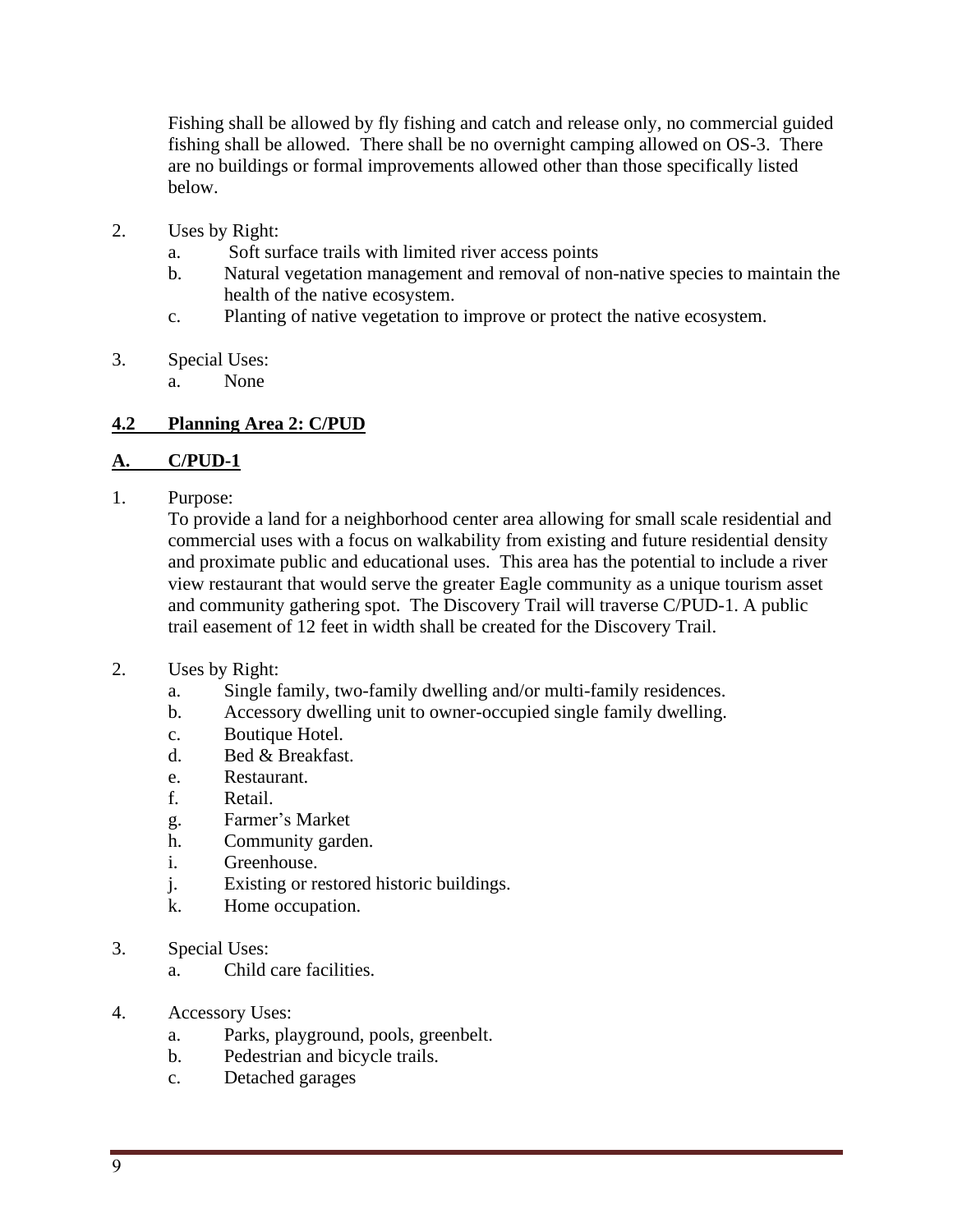Fishing shall be allowed by fly fishing and catch and release only, no commercial guided fishing shall be allowed. There shall be no overnight camping allowed on OS-3. There are no buildings or formal improvements allowed other than those specifically listed below.

2. Uses by Right:
   - a. Soft surface trails with limited river access points
   - b. Natural vegetation management and removal of non-native species to maintain the health of the native ecosystem.
   - c. Planting of native vegetation to improve or protect the native ecosystem.

3. Special Uses:
   - a. None

## 4.2 Planning Area 2: C/PUD

### A. C/PUD-1

1. Purpose:
   To provide a land for a neighborhood center area allowing for small scale residential and commercial uses with a focus on walkability from existing and future residential density and proximate public and educational uses. This area has the potential to include a river view restaurant that would serve the greater Eagle community as a unique tourism asset and community gathering spot. The Discovery Trail will traverse C/PUD-1. A public trail easement of 12 feet in width shall be created for the Discovery Trail.

2. Uses by Right:
   - a. Single family, two-family dwelling and/or multi-family residences.
   - b. Accessory dwelling unit to owner-occupied single family dwelling.
   - c. Boutique Hotel.
   - d. Bed & Breakfast.
   - e. Restaurant.
   - f. Retail.
   - g. Farmer's Market
   - h. Community garden.
   - i. Greenhouse.
   - j. Existing or restored historic buildings.
   - k. Home occupation.

3. Special Uses:
   - a. Child care facilities.

4. Accessory Uses:
   - a. Parks, playground, pools, greenbelt.
   - b. Pedestrian and bicycle trails.
   - c. Detached garages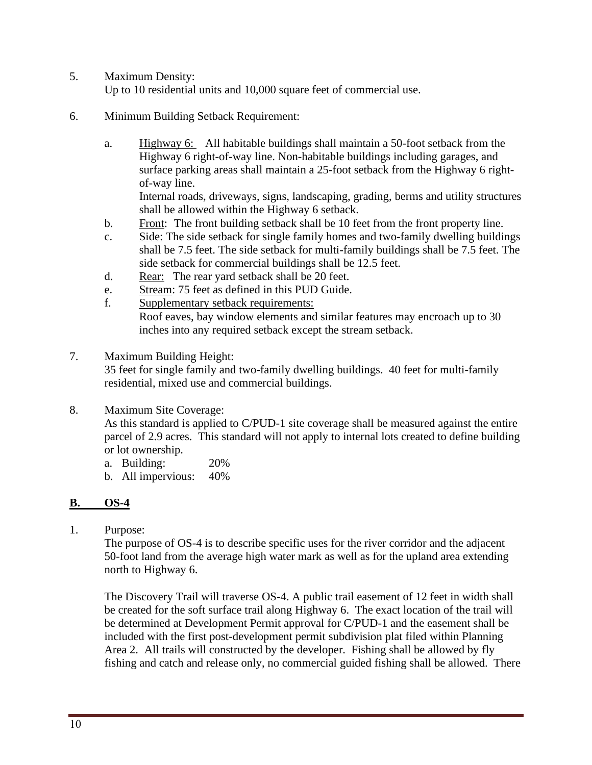5. Maximum Density:
   Up to 10 residential units and 10,000 square feet of commercial use.

6. Minimum Building Setback Requirement:

   a. Highway 6: All habitable buildings shall maintain a 50-foot setback from the Highway 6 right-of-way line. Non-habitable buildings including garages, and surface parking areas shall maintain a 25-foot setback from the Highway 6 right-of-way line.
      Internal roads, driveways, signs, landscaping, grading, berms and utility structures shall be allowed within the Highway 6 setback.
   b. Front: The front building setback shall be 10 feet from the front property line.
   c. Side: The side setback for single family homes and two-family dwelling buildings shall be 7.5 feet. The side setback for multi-family buildings shall be 7.5 feet. The side setback for commercial buildings shall be 12.5 feet.
   d. Rear: The rear yard setback shall be 20 feet.
   e. Stream: 75 feet as defined in this PUD Guide.
   f. Supplementary setback requirements:
      Roof eaves, bay window elements and similar features may encroach up to 30 inches into any required setback except the stream setback.

7. Maximum Building Height:
   35 feet for single family and two-family dwelling buildings. 40 feet for multi-family residential, mixed use and commercial buildings.

8. Maximum Site Coverage:
   As this standard is applied to C/PUD-1 site coverage shall be measured against the entire parcel of 2.9 acres. This standard will not apply to internal lots created to define building or lot ownership.
   a. Building: 20%
   b. All impervious: 40%

## B. OS-4

1. Purpose:
   The purpose of OS-4 is to describe specific uses for the river corridor and the adjacent 50-foot land from the average high water mark as well as for the upland area extending north to Highway 6.

   The Discovery Trail will traverse OS-4. A public trail easement of 12 feet in width shall be created for the soft surface trail along Highway 6. The exact location of the trail will be determined at Development Permit approval for C/PUD-1 and the easement shall be included with the first post-development permit subdivision plat filed within Planning Area 2. All trails will constructed by the developer. Fishing shall be allowed by fly fishing and catch and release only, no commercial guided fishing shall be allowed. There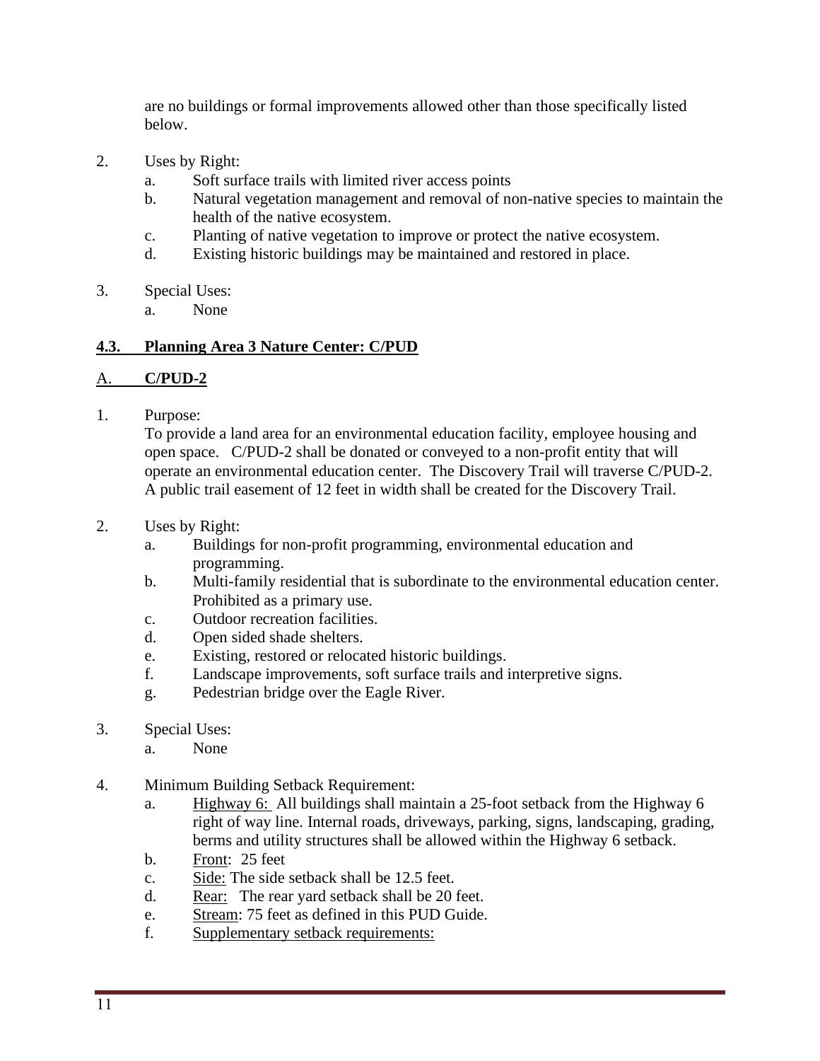are no buildings or formal improvements allowed other than those specifically listed below.

2. Uses by Right:
   a. Soft surface trails with limited river access points
   b. Natural vegetation management and removal of non-native species to maintain the health of the native ecosystem.
   c. Planting of native vegetation to improve or protect the native ecosystem.
   d. Existing historic buildings may be maintained and restored in place.

3. Special Uses:
   a. None

**4.3. Planning Area 3 Nature Center: C/PUD**

A. **C/PUD-2**

1. Purpose:
   To provide a land area for an environmental education facility, employee housing and open space. C/PUD-2 shall be donated or conveyed to a non-profit entity that will operate an environmental education center. The Discovery Trail will traverse C/PUD-2. A public trail easement of 12 feet in width shall be created for the Discovery Trail.

2. Uses by Right:
   a. Buildings for non-profit programming, environmental education and programming.
   b. Multi-family residential that is subordinate to the environmental education center. Prohibited as a primary use.
   c. Outdoor recreation facilities.
   d. Open sided shade shelters.
   e. Existing, restored or relocated historic buildings.
   f. Landscape improvements, soft surface trails and interpretive signs.
   g. Pedestrian bridge over the Eagle River.

3. Special Uses:
   a. None

4. Minimum Building Setback Requirement:
   a. Highway 6: All buildings shall maintain a 25-foot setback from the Highway 6 right of way line. Internal roads, driveways, parking, signs, landscaping, grading, berms and utility structures shall be allowed within the Highway 6 setback.
   b. Front: 25 feet
   c. Side: The side setback shall be 12.5 feet.
   d. Rear: The rear yard setback shall be 20 feet.
   e. Stream: 75 feet as defined in this PUD Guide.
   f. Supplementary setback requirements: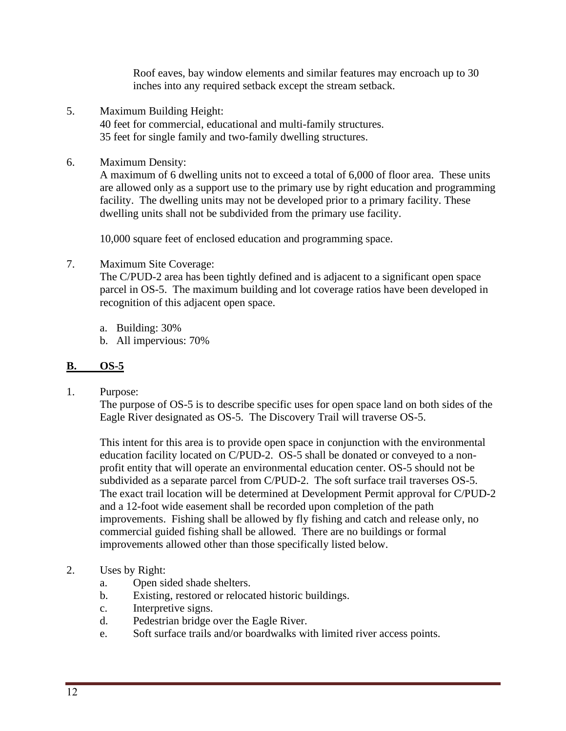Roof eaves, bay window elements and similar features may encroach up to 30 inches into any required setback except the stream setback.

5. Maximum Building Height:
   40 feet for commercial, educational and multi-family structures.
   35 feet for single family and two-family dwelling structures.

6. Maximum Density:
   A maximum of 6 dwelling units not to exceed a total of 6,000 of floor area. These units are allowed only as a support use to the primary use by right education and programming facility. The dwelling units may not be developed prior to a primary facility. These dwelling units shall not be subdivided from the primary use facility.

   10,000 square feet of enclosed education and programming space.

7. Maximum Site Coverage:
   The C/PUD-2 area has been tightly defined and is adjacent to a significant open space parcel in OS-5. The maximum building and lot coverage ratios have been developed in recognition of this adjacent open space.

   a. Building: 30%
   b. All impervious: 70%

## **B. OS-5**

1. Purpose:
   The purpose of OS-5 is to describe specific uses for open space land on both sides of the Eagle River designated as OS-5. The Discovery Trail will traverse OS-5.

   This intent for this area is to provide open space in conjunction with the environmental education facility located on C/PUD-2. OS-5 shall be donated or conveyed to a non-profit entity that will operate an environmental education center. OS-5 should not be subdivided as a separate parcel from C/PUD-2. The soft surface trail traverses OS-5. The exact trail location will be determined at Development Permit approval for C/PUD-2 and a 12-foot wide easement shall be recorded upon completion of the path improvements. Fishing shall be allowed by fly fishing and catch and release only, no commercial guided fishing shall be allowed. There are no buildings or formal improvements allowed other than those specifically listed below.

2. Uses by Right:
   a. Open sided shade shelters.
   b. Existing, restored or relocated historic buildings.
   c. Interpretive signs.
   d. Pedestrian bridge over the Eagle River.
   e. Soft surface trails and/or boardwalks with limited river access points.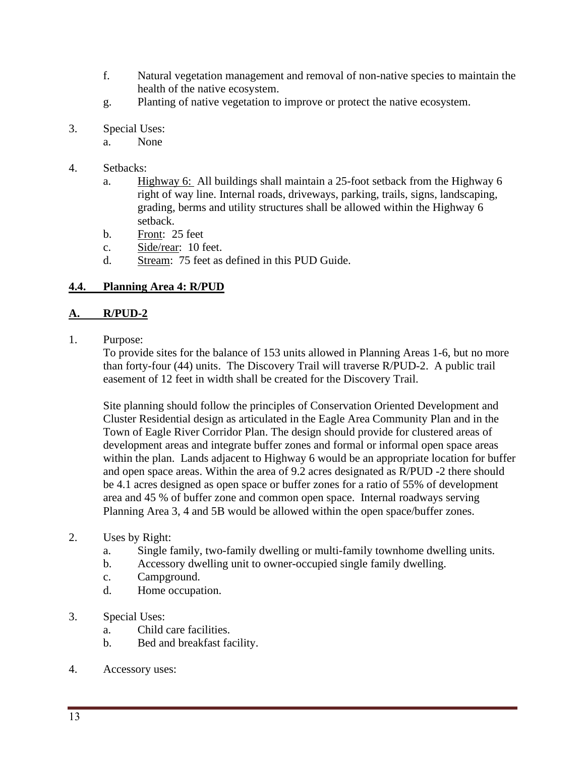f. Natural vegetation management and removal of non-native species to maintain the health of the native ecosystem.
g. Planting of native vegetation to improve or protect the native ecosystem.

3. Special Uses:
   a. None

4. Setbacks:
   a. <u>Highway 6:</u> All buildings shall maintain a 25-foot setback from the Highway 6 right of way line. Internal roads, driveways, parking, trails, signs, landscaping, grading, berms and utility structures shall be allowed within the Highway 6 setback.
   b. <u>Front</u>: 25 feet
   c. <u>Side/rear</u>: 10 feet.
   d. <u>Stream</u>: 75 feet as defined in this PUD Guide.

## 4.4. Planning Area 4: R/PUD

### A. R/PUD-2

1. Purpose:
   To provide sites for the balance of 153 units allowed in Planning Areas 1-6, but no more than forty-four (44) units. The Discovery Trail will traverse R/PUD-2. A public trail easement of 12 feet in width shall be created for the Discovery Trail.

   Site planning should follow the principles of Conservation Oriented Development and Cluster Residential design as articulated in the Eagle Area Community Plan and in the Town of Eagle River Corridor Plan. The design should provide for clustered areas of development areas and integrate buffer zones and formal or informal open space areas within the plan. Lands adjacent to Highway 6 would be an appropriate location for buffer and open space areas. Within the area of 9.2 acres designated as R/PUD -2 there should be 4.1 acres designed as open space or buffer zones for a ratio of 55% of development area and 45 % of buffer zone and common open space. Internal roadways serving Planning Area 3, 4 and 5B would be allowed within the open space/buffer zones.

2. Uses by Right:
   a. Single family, two-family dwelling or multi-family townhome dwelling units.
   b. Accessory dwelling unit to owner-occupied single family dwelling.
   c. Campground.
   d. Home occupation.

3. Special Uses:
   a. Child care facilities.
   b. Bed and breakfast facility.

4. Accessory uses: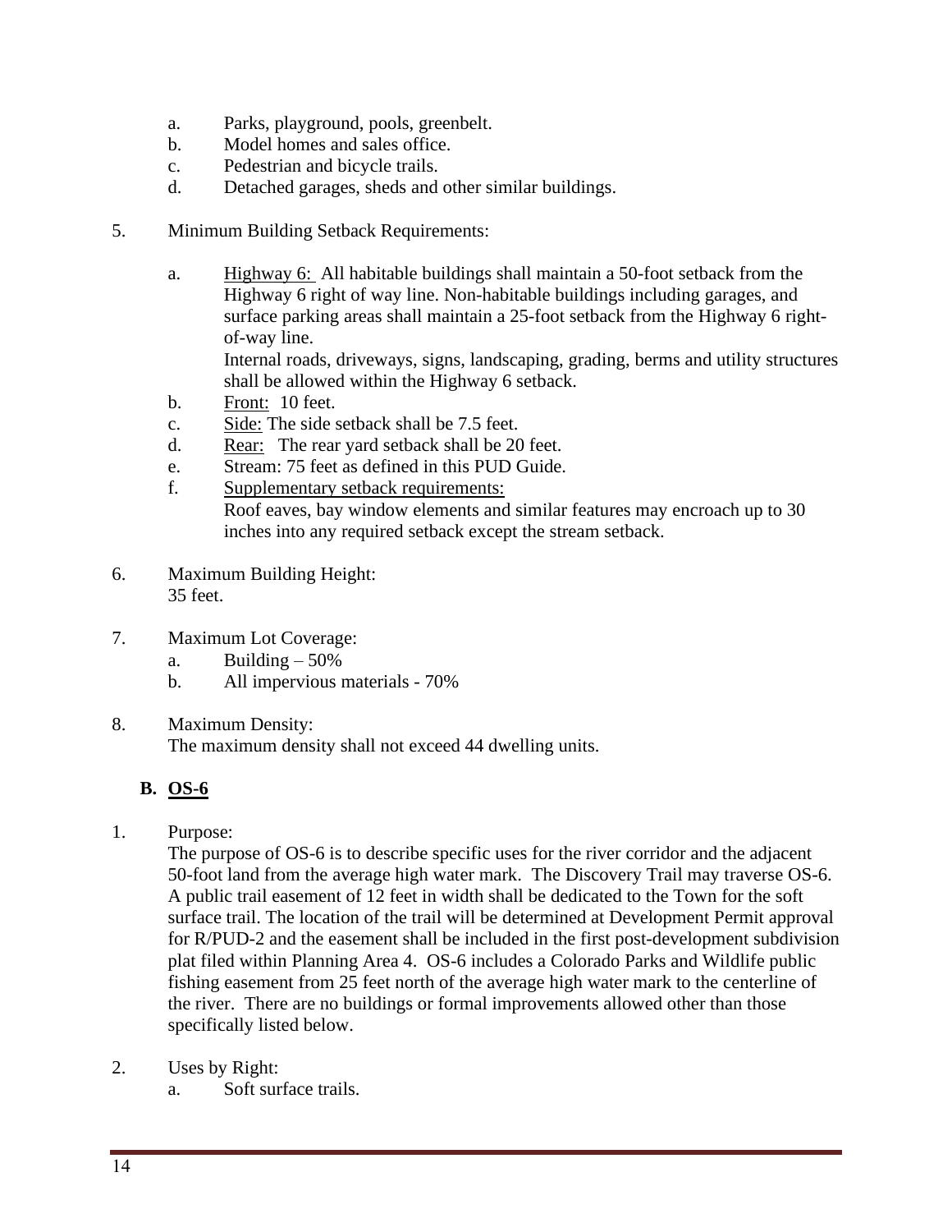a. Parks, playground, pools, greenbelt.
b. Model homes and sales office.
c. Pedestrian and bicycle trails.
d. Detached garages, sheds and other similar buildings.

5. Minimum Building Setback Requirements:

   a. <u>Highway 6:</u> All habitable buildings shall maintain a 50-foot setback from the Highway 6 right of way line. Non-habitable buildings including garages, and surface parking areas shall maintain a 25-foot setback from the Highway 6 right-of-way line.
   Internal roads, driveways, signs, landscaping, grading, berms and utility structures shall be allowed within the Highway 6 setback.
   b. <u>Front:</u> 10 feet.
   c. <u>Side:</u> The side setback shall be 7.5 feet.
   d. <u>Rear:</u> The rear yard setback shall be 20 feet.
   e. Stream: 75 feet as defined in this PUD Guide.
   f. <u>Supplementary setback requirements:</u>
   Roof eaves, bay window elements and similar features may encroach up to 30 inches into any required setback except the stream setback.

6. Maximum Building Height:
   35 feet.

7. Maximum Lot Coverage:
   a. Building – 50%
   b. All impervious materials - 70%

8. Maximum Density:
   The maximum density shall not exceed 44 dwelling units.

### B. <u>OS-6</u>

1. Purpose:
   The purpose of OS-6 is to describe specific uses for the river corridor and the adjacent 50-foot land from the average high water mark. The Discovery Trail may traverse OS-6. A public trail easement of 12 feet in width shall be dedicated to the Town for the soft surface trail. The location of the trail will be determined at Development Permit approval for R/PUD-2 and the easement shall be included in the first post-development subdivision plat filed within Planning Area 4. OS-6 includes a Colorado Parks and Wildlife public fishing easement from 25 feet north of the average high water mark to the centerline of the river. There are no buildings or formal improvements allowed other than those specifically listed below.

2. Uses by Right:
   a. Soft surface trails.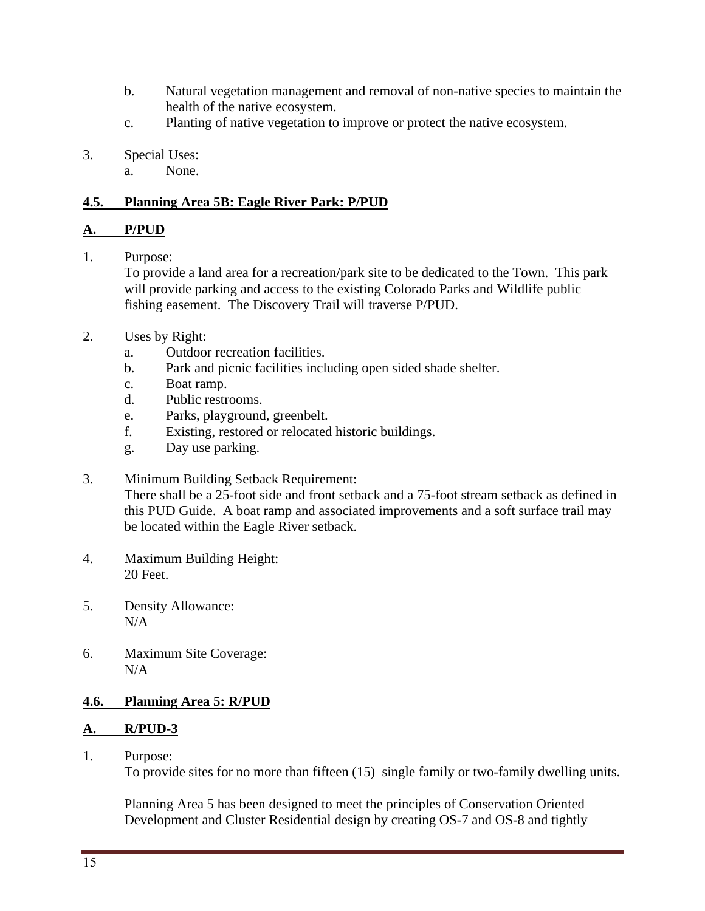b. Natural vegetation management and removal of non-native species to maintain the health of the native ecosystem.
c. Planting of native vegetation to improve or protect the native ecosystem.

3. Special Uses:
   a. None.

## 4.5. Planning Area 5B: Eagle River Park: P/PUD

### A. P/PUD

1. Purpose:
   To provide a land area for a recreation/park site to be dedicated to the Town. This park will provide parking and access to the existing Colorado Parks and Wildlife public fishing easement. The Discovery Trail will traverse P/PUD.

2. Uses by Right:
   a. Outdoor recreation facilities.
   b. Park and picnic facilities including open sided shade shelter.
   c. Boat ramp.
   d. Public restrooms.
   e. Parks, playground, greenbelt.
   f. Existing, restored or relocated historic buildings.
   g. Day use parking.

3. Minimum Building Setback Requirement:
   There shall be a 25-foot side and front setback and a 75-foot stream setback as defined in this PUD Guide. A boat ramp and associated improvements and a soft surface trail may be located within the Eagle River setback.

4. Maximum Building Height:
   20 Feet.

5. Density Allowance:
   N/A

6. Maximum Site Coverage:
   N/A

## 4.6. Planning Area 5: R/PUD

### A. R/PUD-3

1. Purpose:
   To provide sites for no more than fifteen (15) single family or two-family dwelling units.

   Planning Area 5 has been designed to meet the principles of Conservation Oriented Development and Cluster Residential design by creating OS-7 and OS-8 and tightly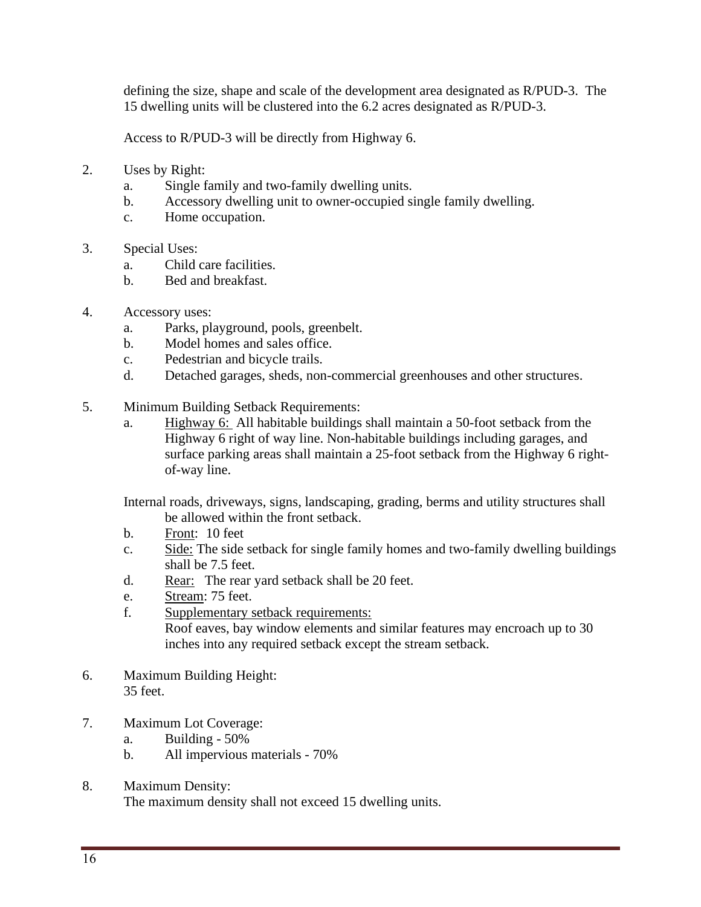defining the size, shape and scale of the development area designated as R/PUD-3. The 15 dwelling units will be clustered into the 6.2 acres designated as R/PUD-3.

Access to R/PUD-3 will be directly from Highway 6.

2. Uses by Right:
    a. Single family and two-family dwelling units.
    b. Accessory dwelling unit to owner-occupied single family dwelling.
    c. Home occupation.

3. Special Uses:
    a. Child care facilities.
    b. Bed and breakfast.

4. Accessory uses:
    a. Parks, playground, pools, greenbelt.
    b. Model homes and sales office.
    c. Pedestrian and bicycle trails.
    d. Detached garages, sheds, non-commercial greenhouses and other structures.

5. Minimum Building Setback Requirements:
    a. <u>Highway 6:</u> All habitable buildings shall maintain a 50-foot setback from the Highway 6 right of way line. Non-habitable buildings including garages, and surface parking areas shall maintain a 25-foot setback from the Highway 6 right-of-way line.

    Internal roads, driveways, signs, landscaping, grading, berms and utility structures shall be allowed within the front setback.

    b. <u>Front</u>: 10 feet
    c. <u>Side:</u> The side setback for single family homes and two-family dwelling buildings shall be 7.5 feet.
    d. <u>Rear:</u> The rear yard setback shall be 20 feet.
    e. <u>Stream</u>: 75 feet.
    f. <u>Supplementary setback requirements:</u>
    Roof eaves, bay window elements and similar features may encroach up to 30 inches into any required setback except the stream setback.

6. Maximum Building Height:
    35 feet.

7. Maximum Lot Coverage:
    a. Building - 50%
    b. All impervious materials - 70%

8. Maximum Density:
    The maximum density shall not exceed 15 dwelling units.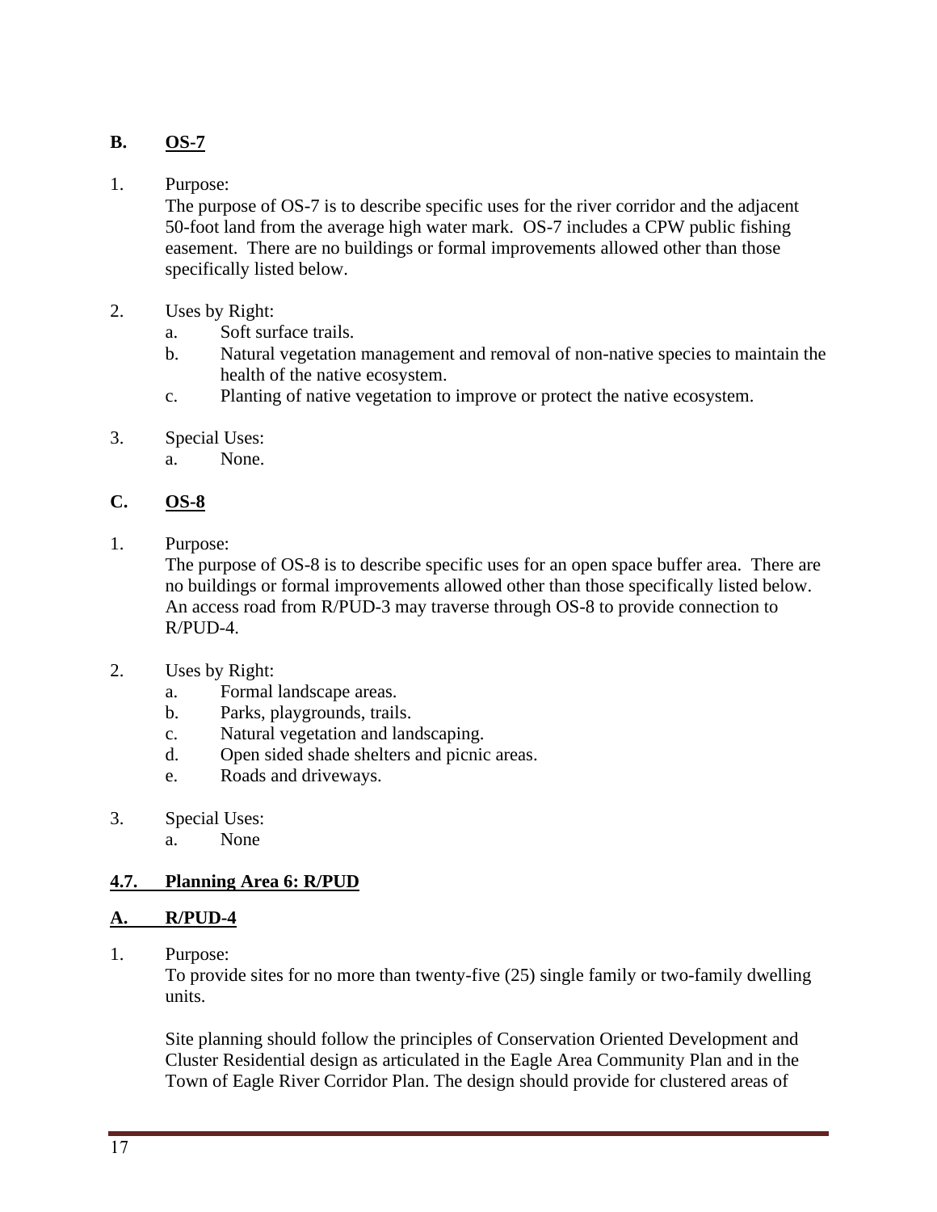**B. <u>OS-7</u>**

1. Purpose:
   The purpose of OS-7 is to describe specific uses for the river corridor and the adjacent 50-foot land from the average high water mark. OS-7 includes a CPW public fishing easement. There are no buildings or formal improvements allowed other than those specifically listed below.

2. Uses by Right:
   a. Soft surface trails.
   b. Natural vegetation management and removal of non-native species to maintain the health of the native ecosystem.
   c. Planting of native vegetation to improve or protect the native ecosystem.

3. Special Uses:
   a. None.

**C. <u>OS-8</u>**

1. Purpose:
   The purpose of OS-8 is to describe specific uses for an open space buffer area. There are no buildings or formal improvements allowed other than those specifically listed below. An access road from R/PUD-3 may traverse through OS-8 to provide connection to R/PUD-4.

2. Uses by Right:
   a. Formal landscape areas.
   b. Parks, playgrounds, trails.
   c. Natural vegetation and landscaping.
   d. Open sided shade shelters and picnic areas.
   e. Roads and driveways.

3. Special Uses:
   a. None

## 4.7. Planning Area 6: R/PUD

### A. R/PUD-4

1. Purpose:
   To provide sites for no more than twenty-five (25) single family or two-family dwelling units.

   Site planning should follow the principles of Conservation Oriented Development and Cluster Residential design as articulated in the Eagle Area Community Plan and in the Town of Eagle River Corridor Plan. The design should provide for clustered areas of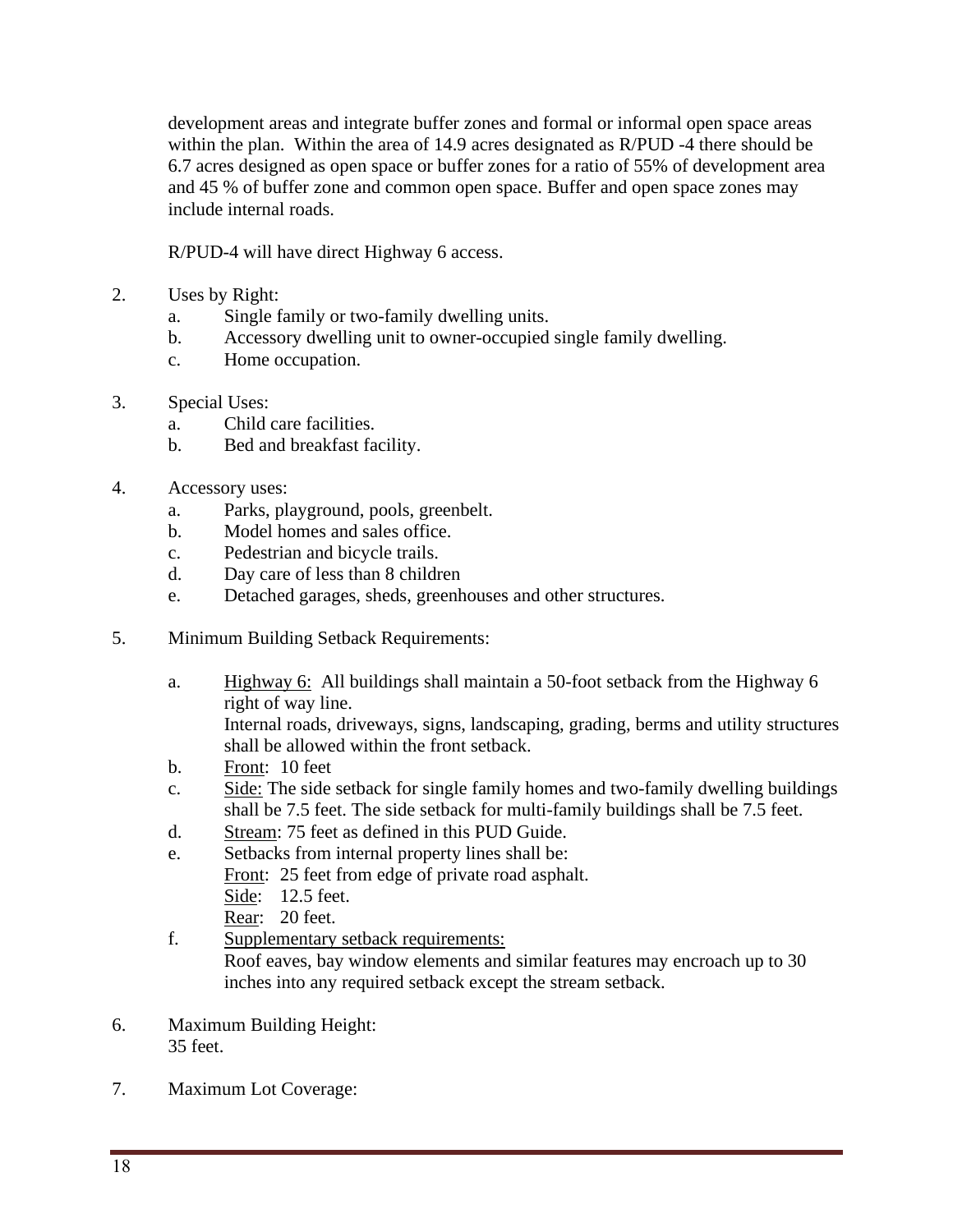development areas and integrate buffer zones and formal or informal open space areas within the plan. Within the area of 14.9 acres designated as R/PUD -4 there should be 6.7 acres designed as open space or buffer zones for a ratio of 55% of development area and 45 % of buffer zone and common open space. Buffer and open space zones may include internal roads.

R/PUD-4 will have direct Highway 6 access.

2. Uses by Right:
   a. Single family or two-family dwelling units.
   b. Accessory dwelling unit to owner-occupied single family dwelling.
   c. Home occupation.

3. Special Uses:
   a. Child care facilities.
   b. Bed and breakfast facility.

4. Accessory uses:
   a. Parks, playground, pools, greenbelt.
   b. Model homes and sales office.
   c. Pedestrian and bicycle trails.
   d. Day care of less than 8 children
   e. Detached garages, sheds, greenhouses and other structures.

5. Minimum Building Setback Requirements:

   a. Highway 6: All buildings shall maintain a 50-foot setback from the Highway 6 right of way line.
      Internal roads, driveways, signs, landscaping, grading, berms and utility structures shall be allowed within the front setback.
   b. Front: 10 feet
   c. Side: The side setback for single family homes and two-family dwelling buildings shall be 7.5 feet. The side setback for multi-family buildings shall be 7.5 feet.
   d. Stream: 75 feet as defined in this PUD Guide.
   e. Setbacks from internal property lines shall be:
      Front: 25 feet from edge of private road asphalt.
      Side: 12.5 feet.
      Rear: 20 feet.
   f. Supplementary setback requirements:
      Roof eaves, bay window elements and similar features may encroach up to 30 inches into any required setback except the stream setback.

6. Maximum Building Height:
   35 feet.

7. Maximum Lot Coverage: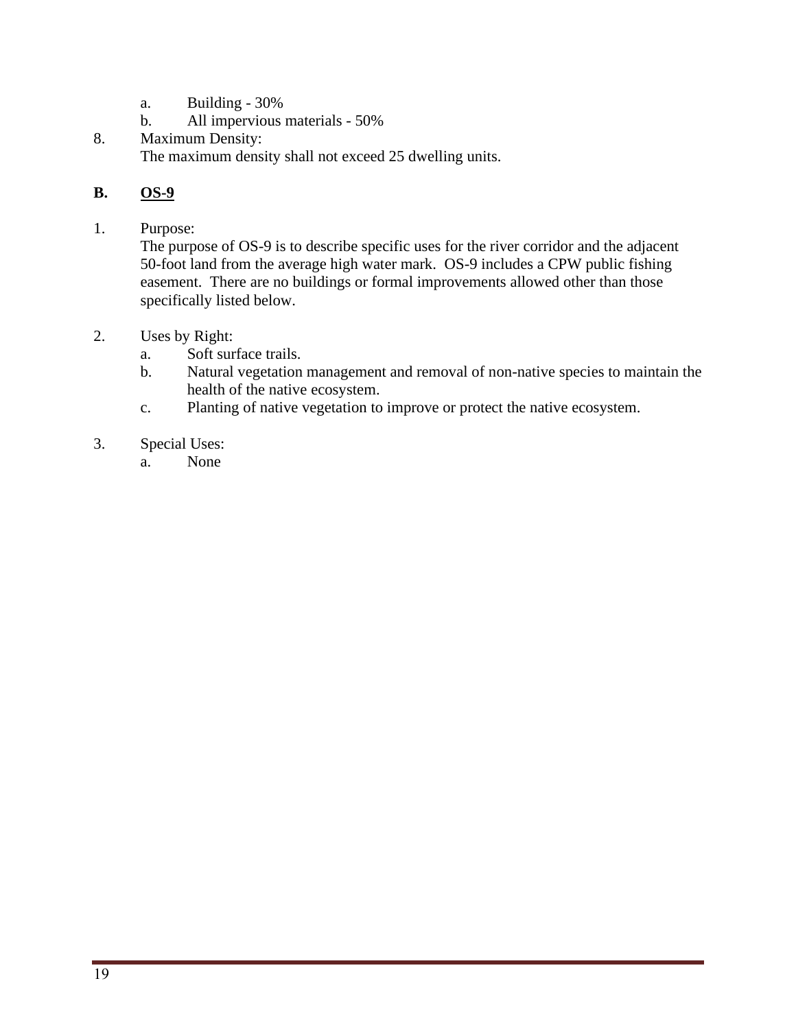a. Building - 30%
   b. All impervious materials - 50%

8. Maximum Density:
   The maximum density shall not exceed 25 dwelling units.

## B. <u>OS-9</u>

1. Purpose:
   The purpose of OS-9 is to describe specific uses for the river corridor and the adjacent 50-foot land from the average high water mark. OS-9 includes a CPW public fishing easement. There are no buildings or formal improvements allowed other than those specifically listed below.

2. Uses by Right:
   a. Soft surface trails.
   b. Natural vegetation management and removal of non-native species to maintain the health of the native ecosystem.
   c. Planting of native vegetation to improve or protect the native ecosystem.

3. Special Uses:
   a. None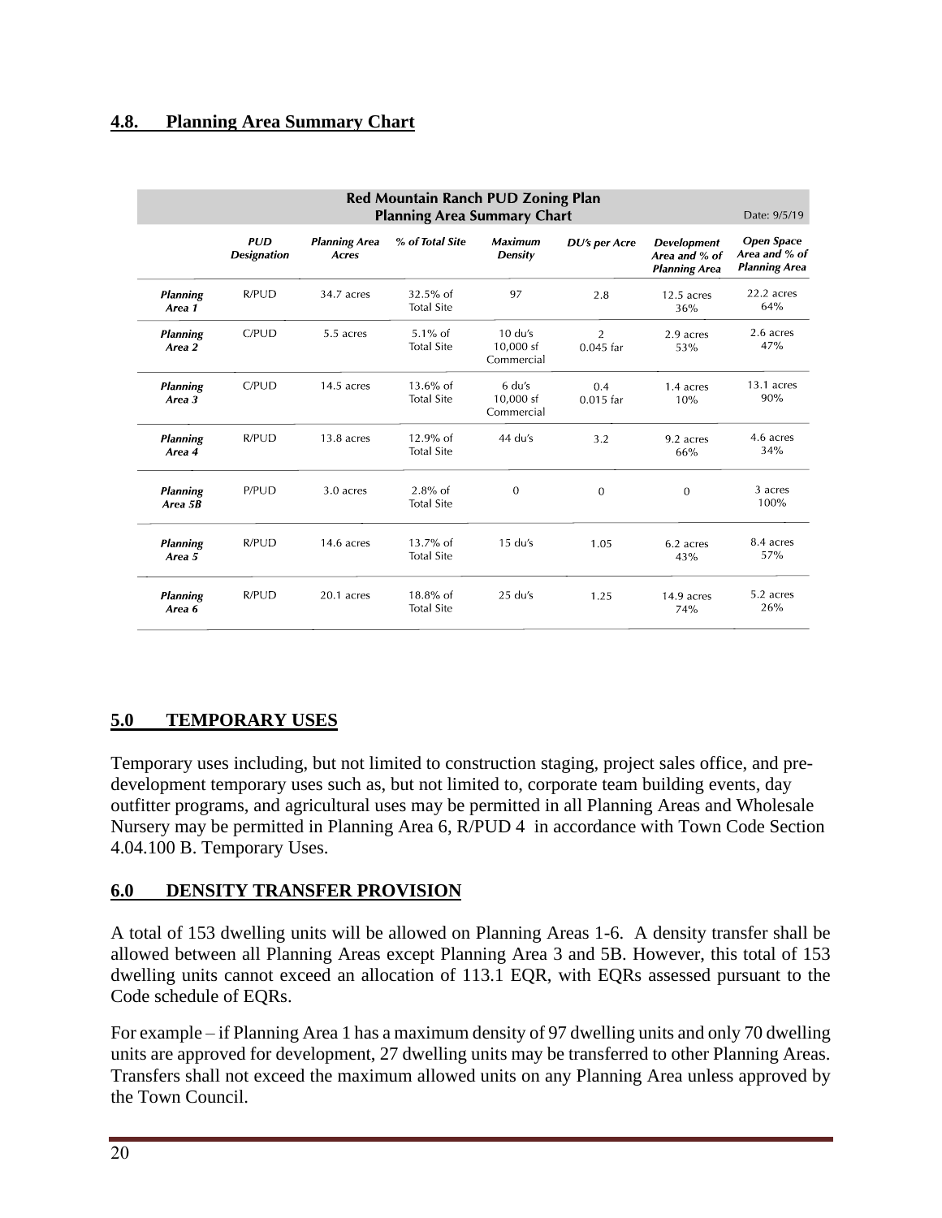## 4.8. Planning Area Summary Chart

**Red Mountain Ranch PUD Zoning Plan**
**Planning Area Summary Chart** Date: 9/5/19

| | PUD Designation | Planning Area Acres | % of Total Site | Maximum Density | DU's per Acre | Development Area and % of Planning Area | Open Space Area and % of Planning Area |
|---|---|---|---|---|---|---|---|
| *Planning Area 1* | R/PUD | 34.7 acres | 32.5% of Total Site | 97 | 2.8 | 12.5 acres 36% | 22.2 acres 64% |
| *Planning Area 2* | C/PUD | 5.5 acres | 5.1% of Total Site | 10 du's 10,000 sf Commercial | 2 0.045 far | 2.9 acres 53% | 2.6 acres 47% |
| *Planning Area 3* | C/PUD | 14.5 acres | 13.6% of Total Site | 6 du's 10,000 sf Commercial | 0.4 0.015 far | 1.4 acres 10% | 13.1 acres 90% |
| *Planning Area 4* | R/PUD | 13.8 acres | 12.9% of Total Site | 44 du's | 3.2 | 9.2 acres 66% | 4.6 acres 34% |
| *Planning Area 5B* | P/PUD | 3.0 acres | 2.8% of Total Site | 0 | 0 | 0 | 3 acres 100% |
| *Planning Area 5* | R/PUD | 14.6 acres | 13.7% of Total Site | 15 du's | 1.05 | 6.2 acres 43% | 8.4 acres 57% |
| *Planning Area 6* | R/PUD | 20.1 acres | 18.8% of Total Site | 25 du's | 1.25 | 14.9 acres 74% | 5.2 acres 26% |

## 5.0 TEMPORARY USES

Temporary uses including, but not limited to construction staging, project sales office, and pre-development temporary uses such as, but not limited to, corporate team building events, day outfitter programs, and agricultural uses may be permitted in all Planning Areas and Wholesale Nursery may be permitted in Planning Area 6, R/PUD 4 in accordance with Town Code Section 4.04.100 B. Temporary Uses.

## 6.0 DENSITY TRANSFER PROVISION

A total of 153 dwelling units will be allowed on Planning Areas 1-6. A density transfer shall be allowed between all Planning Areas except Planning Area 3 and 5B. However, this total of 153 dwelling units cannot exceed an allocation of 113.1 EQR, with EQRs assessed pursuant to the Code schedule of EQRs.

For example – if Planning Area 1 has a maximum density of 97 dwelling units and only 70 dwelling units are approved for development, 27 dwelling units may be transferred to other Planning Areas. Transfers shall not exceed the maximum allowed units on any Planning Area unless approved by the Town Council.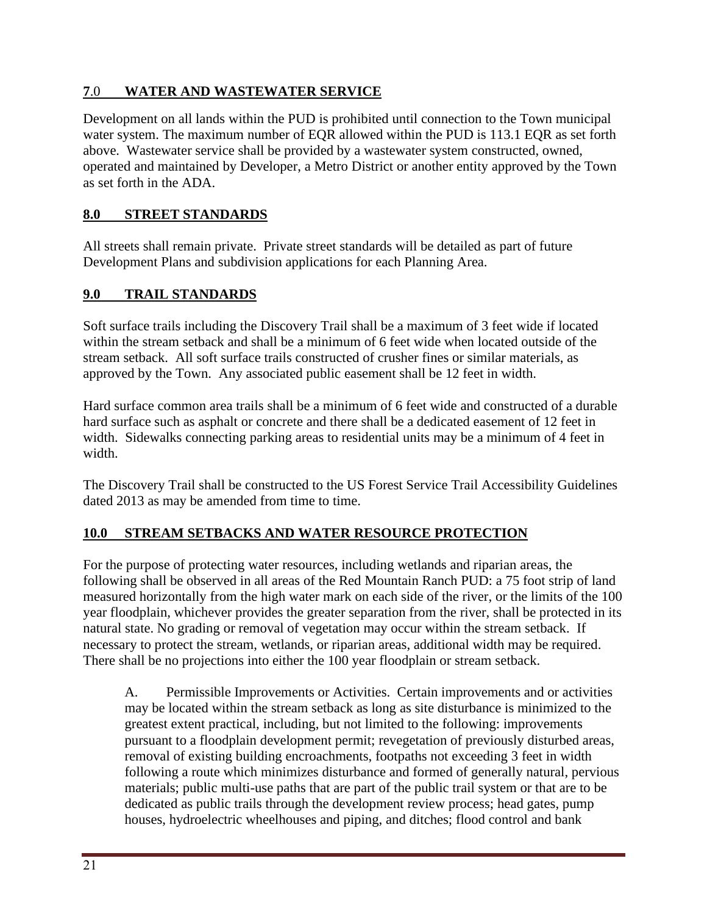## **7**.0 **WATER AND WASTEWATER SERVICE**

Development on all lands within the PUD is prohibited until connection to the Town municipal water system. The maximum number of EQR allowed within the PUD is 113.1 EQR as set forth above. Wastewater service shall be provided by a wastewater system constructed, owned, operated and maintained by Developer, a Metro District or another entity approved by the Town as set forth in the ADA.

## **8.0 STREET STANDARDS**

All streets shall remain private. Private street standards will be detailed as part of future Development Plans and subdivision applications for each Planning Area.

## **9.0 TRAIL STANDARDS**

Soft surface trails including the Discovery Trail shall be a maximum of 3 feet wide if located within the stream setback and shall be a minimum of 6 feet wide when located outside of the stream setback. All soft surface trails constructed of crusher fines or similar materials, as approved by the Town. Any associated public easement shall be 12 feet in width.

Hard surface common area trails shall be a minimum of 6 feet wide and constructed of a durable hard surface such as asphalt or concrete and there shall be a dedicated easement of 12 feet in width. Sidewalks connecting parking areas to residential units may be a minimum of 4 feet in width.

The Discovery Trail shall be constructed to the US Forest Service Trail Accessibility Guidelines dated 2013 as may be amended from time to time.

## **10.0 STREAM SETBACKS AND WATER RESOURCE PROTECTION**

For the purpose of protecting water resources, including wetlands and riparian areas, the following shall be observed in all areas of the Red Mountain Ranch PUD: a 75 foot strip of land measured horizontally from the high water mark on each side of the river, or the limits of the 100 year floodplain, whichever provides the greater separation from the river, shall be protected in its natural state. No grading or removal of vegetation may occur within the stream setback. If necessary to protect the stream, wetlands, or riparian areas, additional width may be required. There shall be no projections into either the 100 year floodplain or stream setback.

A. Permissible Improvements or Activities. Certain improvements and or activities may be located within the stream setback as long as site disturbance is minimized to the greatest extent practical, including, but not limited to the following: improvements pursuant to a floodplain development permit; revegetation of previously disturbed areas, removal of existing building encroachments, footpaths not exceeding 3 feet in width following a route which minimizes disturbance and formed of generally natural, pervious materials; public multi-use paths that are part of the public trail system or that are to be dedicated as public trails through the development review process; head gates, pump houses, hydroelectric wheelhouses and piping, and ditches; flood control and bank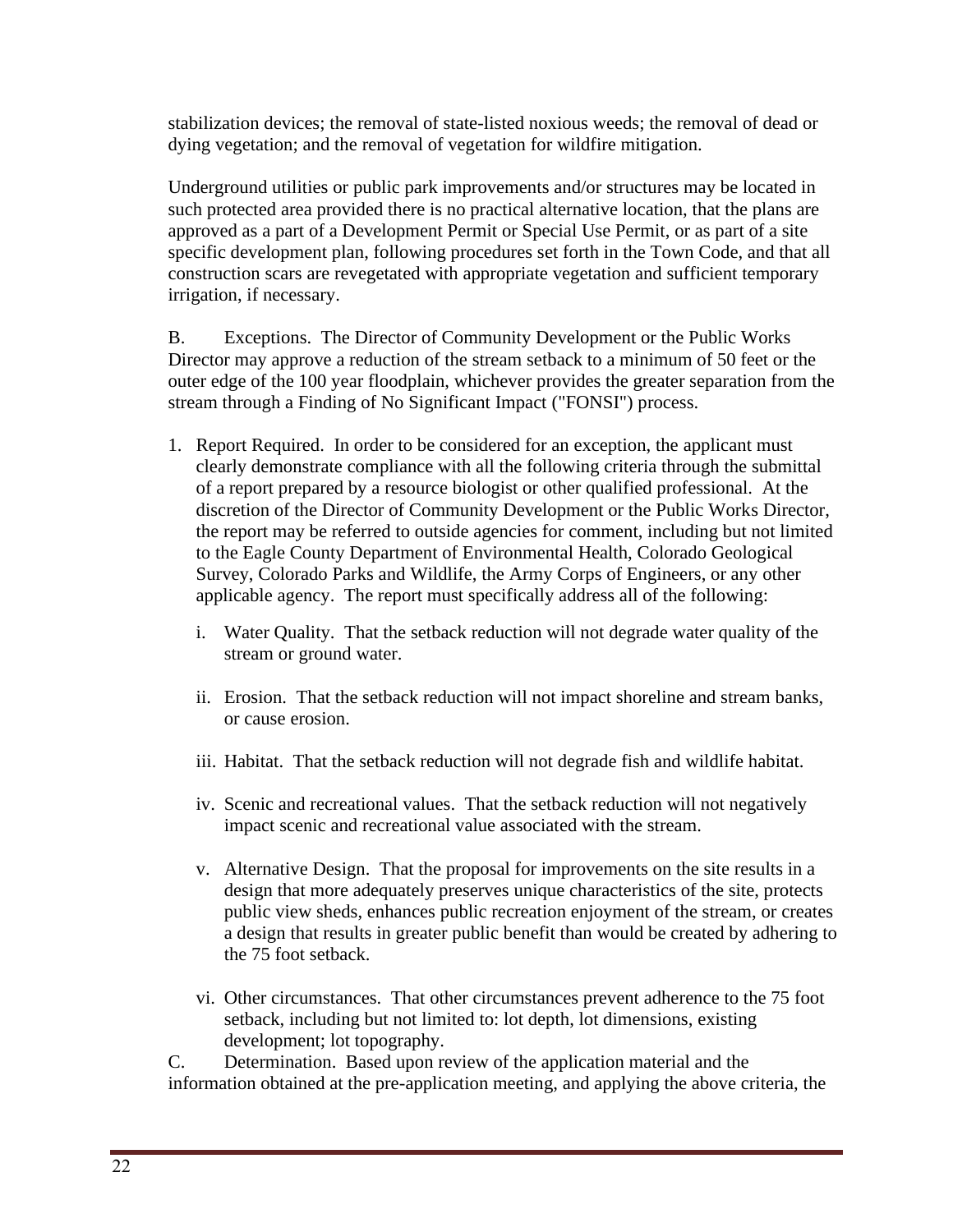stabilization devices; the removal of state-listed noxious weeds; the removal of dead or dying vegetation; and the removal of vegetation for wildfire mitigation.

Underground utilities or public park improvements and/or structures may be located in such protected area provided there is no practical alternative location, that the plans are approved as a part of a Development Permit or Special Use Permit, or as part of a site specific development plan, following procedures set forth in the Town Code, and that all construction scars are revegetated with appropriate vegetation and sufficient temporary irrigation, if necessary.

B. Exceptions. The Director of Community Development or the Public Works Director may approve a reduction of the stream setback to a minimum of 50 feet or the outer edge of the 100 year floodplain, whichever provides the greater separation from the stream through a Finding of No Significant Impact ("FONSI") process.

1. Report Required. In order to be considered for an exception, the applicant must clearly demonstrate compliance with all the following criteria through the submittal of a report prepared by a resource biologist or other qualified professional. At the discretion of the Director of Community Development or the Public Works Director, the report may be referred to outside agencies for comment, including but not limited to the Eagle County Department of Environmental Health, Colorado Geological Survey, Colorado Parks and Wildlife, the Army Corps of Engineers, or any other applicable agency. The report must specifically address all of the following:

    i. Water Quality. That the setback reduction will not degrade water quality of the stream or ground water.

    ii. Erosion. That the setback reduction will not impact shoreline and stream banks, or cause erosion.

    iii. Habitat. That the setback reduction will not degrade fish and wildlife habitat.

    iv. Scenic and recreational values. That the setback reduction will not negatively impact scenic and recreational value associated with the stream.

    v. Alternative Design. That the proposal for improvements on the site results in a design that more adequately preserves unique characteristics of the site, protects public view sheds, enhances public recreation enjoyment of the stream, or creates a design that results in greater public benefit than would be created by adhering to the 75 foot setback.

    vi. Other circumstances. That other circumstances prevent adherence to the 75 foot setback, including but not limited to: lot depth, lot dimensions, existing development; lot topography.

C. Determination. Based upon review of the application material and the information obtained at the pre-application meeting, and applying the above criteria, the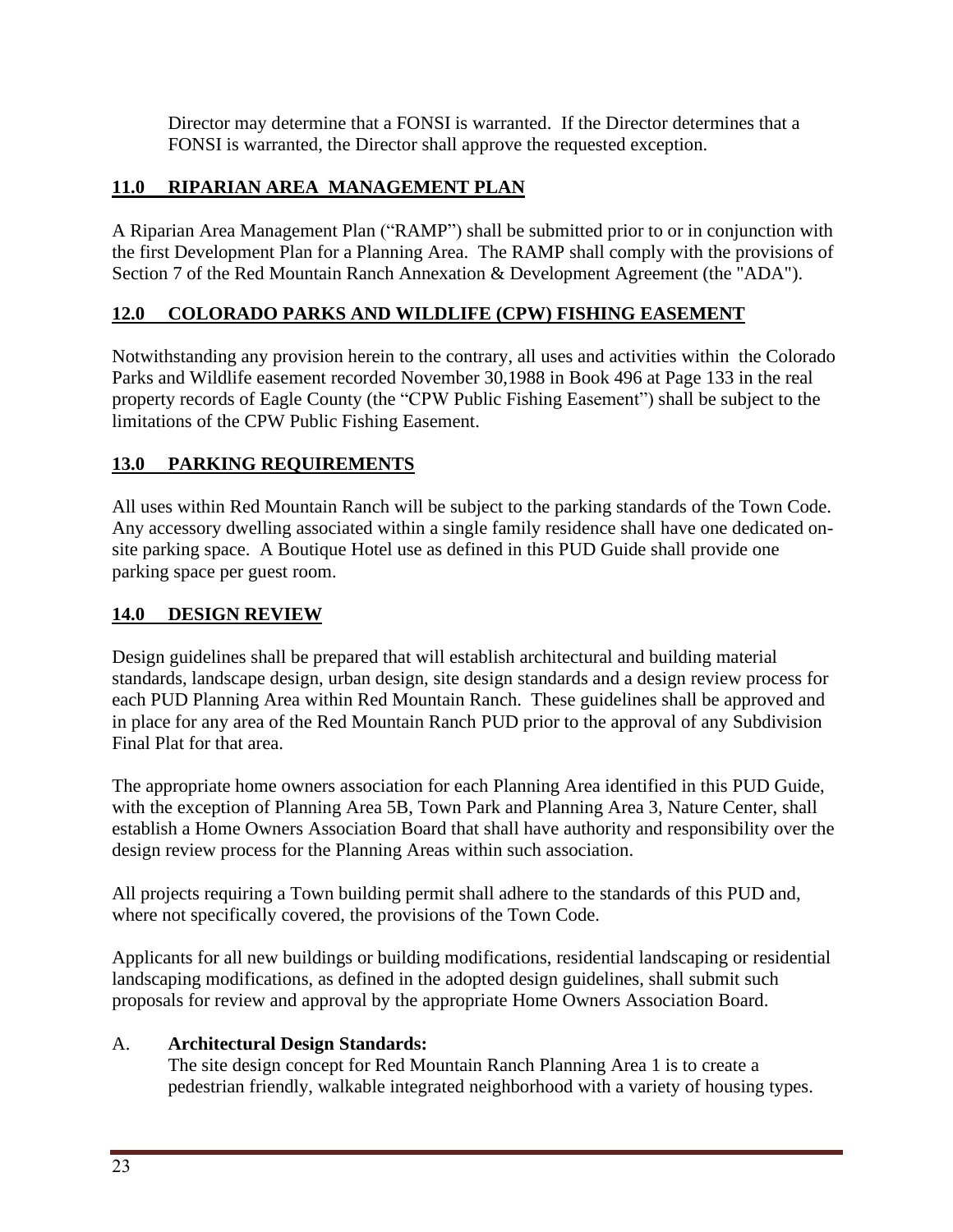Director may determine that a FONSI is warranted. If the Director determines that a FONSI is warranted, the Director shall approve the requested exception.

## 11.0 RIPARIAN AREA MANAGEMENT PLAN

A Riparian Area Management Plan ("RAMP") shall be submitted prior to or in conjunction with the first Development Plan for a Planning Area. The RAMP shall comply with the provisions of Section 7 of the Red Mountain Ranch Annexation & Development Agreement (the "ADA").

## 12.0 COLORADO PARKS AND WILDLIFE (CPW) FISHING EASEMENT

Notwithstanding any provision herein to the contrary, all uses and activities within the Colorado Parks and Wildlife easement recorded November 30,1988 in Book 496 at Page 133 in the real property records of Eagle County (the "CPW Public Fishing Easement") shall be subject to the limitations of the CPW Public Fishing Easement.

## 13.0 PARKING REQUIREMENTS

All uses within Red Mountain Ranch will be subject to the parking standards of the Town Code. Any accessory dwelling associated within a single family residence shall have one dedicated on-site parking space. A Boutique Hotel use as defined in this PUD Guide shall provide one parking space per guest room.

## 14.0 DESIGN REVIEW

Design guidelines shall be prepared that will establish architectural and building material standards, landscape design, urban design, site design standards and a design review process for each PUD Planning Area within Red Mountain Ranch. These guidelines shall be approved and in place for any area of the Red Mountain Ranch PUD prior to the approval of any Subdivision Final Plat for that area.

The appropriate home owners association for each Planning Area identified in this PUD Guide, with the exception of Planning Area 5B, Town Park and Planning Area 3, Nature Center, shall establish a Home Owners Association Board that shall have authority and responsibility over the design review process for the Planning Areas within such association.

All projects requiring a Town building permit shall adhere to the standards of this PUD and, where not specifically covered, the provisions of the Town Code.

Applicants for all new buildings or building modifications, residential landscaping or residential landscaping modifications, as defined in the adopted design guidelines, shall submit such proposals for review and approval by the appropriate Home Owners Association Board.

A. **Architectural Design Standards:**
   The site design concept for Red Mountain Ranch Planning Area 1 is to create a pedestrian friendly, walkable integrated neighborhood with a variety of housing types.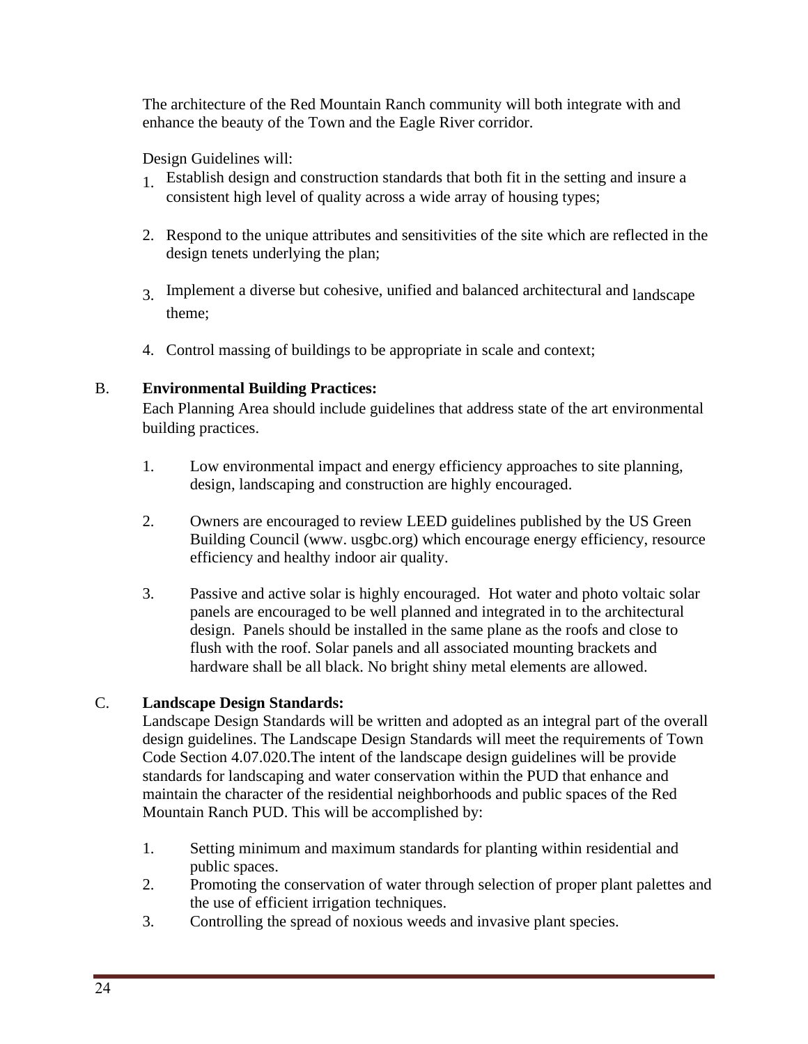The architecture of the Red Mountain Ranch community will both integrate with and enhance the beauty of the Town and the Eagle River corridor.

Design Guidelines will:

1. Establish design and construction standards that both fit in the setting and insure a consistent high level of quality across a wide array of housing types;

2. Respond to the unique attributes and sensitivities of the site which are reflected in the design tenets underlying the plan;

3. Implement a diverse but cohesive, unified and balanced architectural and landscape theme;

4. Control massing of buildings to be appropriate in scale and context;

B. **Environmental Building Practices:**
Each Planning Area should include guidelines that address state of the art environmental building practices.

1. Low environmental impact and energy efficiency approaches to site planning, design, landscaping and construction are highly encouraged.

2. Owners are encouraged to review LEED guidelines published by the US Green Building Council (www. usgbc.org) which encourage energy efficiency, resource efficiency and healthy indoor air quality.

3. Passive and active solar is highly encouraged. Hot water and photo voltaic solar panels are encouraged to be well planned and integrated in to the architectural design. Panels should be installed in the same plane as the roofs and close to flush with the roof. Solar panels and all associated mounting brackets and hardware shall be all black. No bright shiny metal elements are allowed.

C. **Landscape Design Standards:**
Landscape Design Standards will be written and adopted as an integral part of the overall design guidelines. The Landscape Design Standards will meet the requirements of Town Code Section 4.07.020.The intent of the landscape design guidelines will be provide standards for landscaping and water conservation within the PUD that enhance and maintain the character of the residential neighborhoods and public spaces of the Red Mountain Ranch PUD. This will be accomplished by:

1. Setting minimum and maximum standards for planting within residential and public spaces.
2. Promoting the conservation of water through selection of proper plant palettes and the use of efficient irrigation techniques.
3. Controlling the spread of noxious weeds and invasive plant species.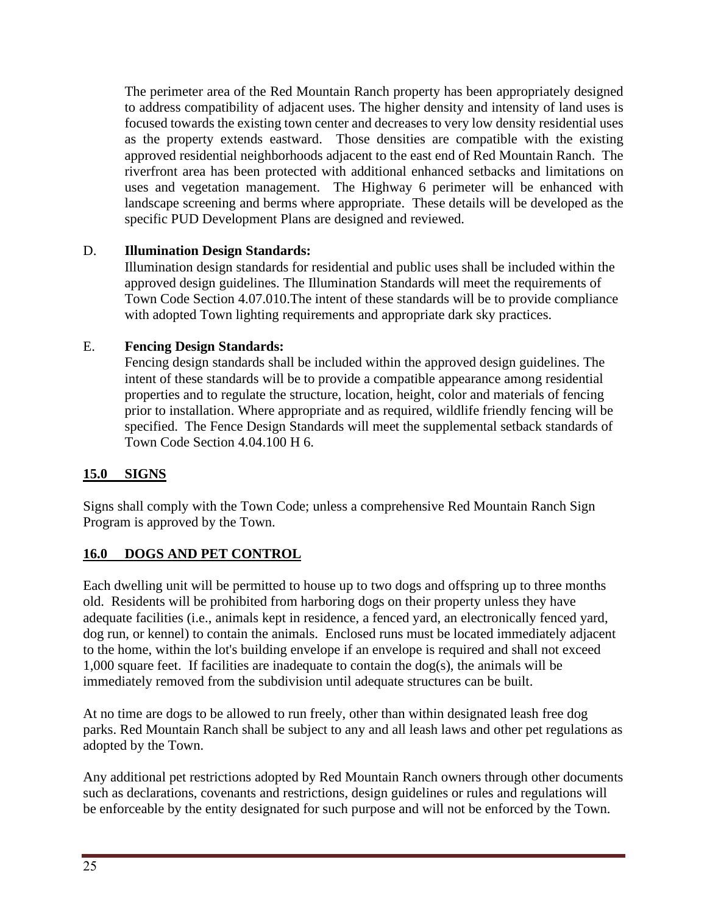The perimeter area of the Red Mountain Ranch property has been appropriately designed to address compatibility of adjacent uses. The higher density and intensity of land uses is focused towards the existing town center and decreases to very low density residential uses as the property extends eastward. Those densities are compatible with the existing approved residential neighborhoods adjacent to the east end of Red Mountain Ranch. The riverfront area has been protected with additional enhanced setbacks and limitations on uses and vegetation management. The Highway 6 perimeter will be enhanced with landscape screening and berms where appropriate. These details will be developed as the specific PUD Development Plans are designed and reviewed.

D. **Illumination Design Standards:**

Illumination design standards for residential and public uses shall be included within the approved design guidelines. The Illumination Standards will meet the requirements of Town Code Section 4.07.010.The intent of these standards will be to provide compliance with adopted Town lighting requirements and appropriate dark sky practices.

E. **Fencing Design Standards:**

Fencing design standards shall be included within the approved design guidelines. The intent of these standards will be to provide a compatible appearance among residential properties and to regulate the structure, location, height, color and materials of fencing prior to installation. Where appropriate and as required, wildlife friendly fencing will be specified. The Fence Design Standards will meet the supplemental setback standards of Town Code Section 4.04.100 H 6.

## 15.0 SIGNS

Signs shall comply with the Town Code; unless a comprehensive Red Mountain Ranch Sign Program is approved by the Town.

## 16.0 DOGS AND PET CONTROL

Each dwelling unit will be permitted to house up to two dogs and offspring up to three months old. Residents will be prohibited from harboring dogs on their property unless they have adequate facilities (i.e., animals kept in residence, a fenced yard, an electronically fenced yard, dog run, or kennel) to contain the animals. Enclosed runs must be located immediately adjacent to the home, within the lot's building envelope if an envelope is required and shall not exceed 1,000 square feet. If facilities are inadequate to contain the dog(s), the animals will be immediately removed from the subdivision until adequate structures can be built.

At no time are dogs to be allowed to run freely, other than within designated leash free dog parks. Red Mountain Ranch shall be subject to any and all leash laws and other pet regulations as adopted by the Town.

Any additional pet restrictions adopted by Red Mountain Ranch owners through other documents such as declarations, covenants and restrictions, design guidelines or rules and regulations will be enforceable by the entity designated for such purpose and will not be enforced by the Town.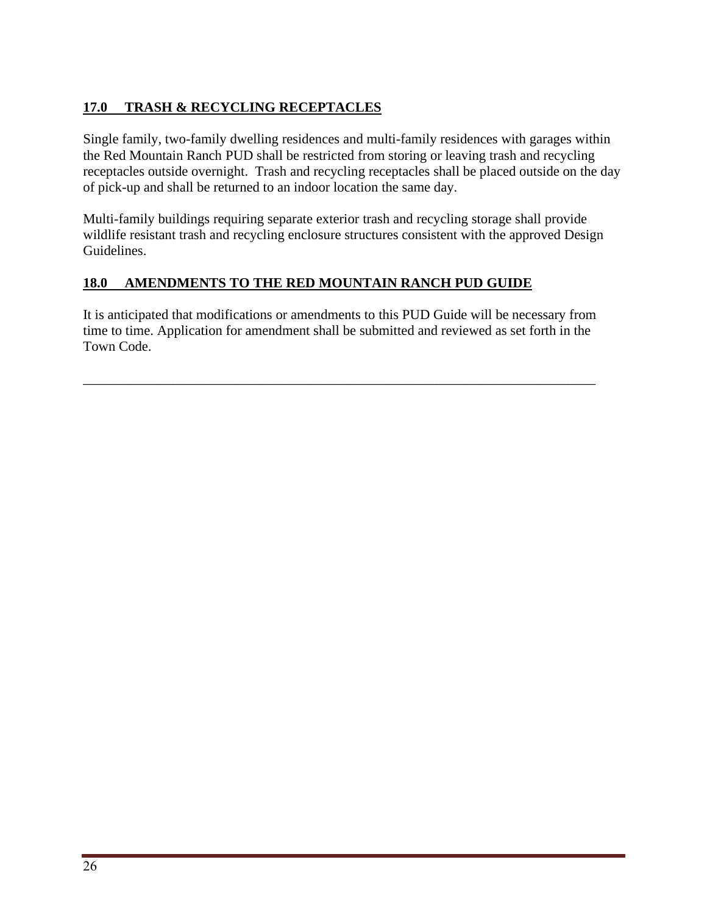## **17.0 TRASH & RECYCLING RECEPTACLES**

Single family, two-family dwelling residences and multi-family residences with garages within the Red Mountain Ranch PUD shall be restricted from storing or leaving trash and recycling receptacles outside overnight. Trash and recycling receptacles shall be placed outside on the day of pick-up and shall be returned to an indoor location the same day.

Multi-family buildings requiring separate exterior trash and recycling storage shall provide wildlife resistant trash and recycling enclosure structures consistent with the approved Design Guidelines.

## **18.0 AMENDMENTS TO THE RED MOUNTAIN RANCH PUD GUIDE**

It is anticipated that modifications or amendments to this PUD Guide will be necessary from time to time. Application for amendment shall be submitted and reviewed as set forth in the Town Code.

---